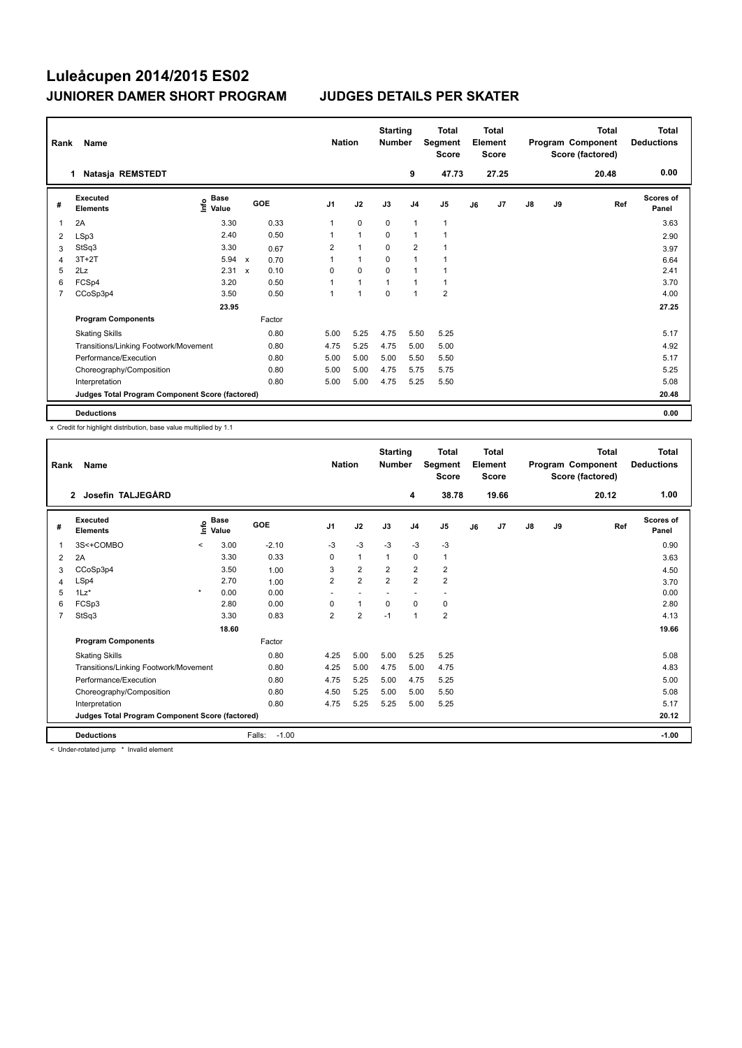# Luleåcupen 2014/2015 ES02

## JUNIORER DAMER SHORT PROGRAM — JUDGES DETAILS PER SKATER

| Rank | Name | Nation | Starting Number | Total Segment Score | Total Element Score | Total Program Component Score (factored) | Total Deductions |
|---|---|---|---|---|---|---|---|
| 1 | Natasja REMSTEDT | | 9 | 47.73 | 27.25 | 20.48 | 0.00 |

| # | Executed Elements | Info | Base Value | | GOE | J1 | J2 | J3 | J4 | J5 | J6 | J7 | J8 | J9 | Ref | Scores of Panel |
|---|---|---|---|---|---|---|---|---|---|---|---|---|---|---|---|---|
| 1 | 2A | | 3.30 | | 0.33 | 1 | 0 | 0 | 1 | 1 | | | | | | 3.63 |
| 2 | LSp3 | | 2.40 | | 0.50 | 1 | 1 | 0 | 1 | 1 | | | | | | 2.90 |
| 3 | StSq3 | | 3.30 | | 0.67 | 2 | 1 | 0 | 2 | 1 | | | | | | 3.97 |
| 4 | 3T+2T | | 5.94 | x | 0.70 | 1 | 1 | 0 | 1 | 1 | | | | | | 6.64 |
| 5 | 2Lz | | 2.31 | x | 0.10 | 0 | 0 | 0 | 1 | 1 | | | | | | 2.41 |
| 6 | FCSp4 | | 3.20 | | 0.50 | 1 | 1 | 1 | 1 | 1 | | | | | | 3.70 |
| 7 | CCoSp3p4 | | 3.50 | | 0.50 | 1 | 1 | 0 | 1 | 2 | | | | | | 4.00 |
| | | | 23.95 | | | | | | | | | | | | | 27.25 |
| | **Program Components** | | | | Factor | | | | | | | | | | | |
| | Skating Skills | | | | 0.80 | 5.00 | 5.25 | 4.75 | 5.50 | 5.25 | | | | | | 5.17 |
| | Transitions/Linking Footwork/Movement | | | | 0.80 | 4.75 | 5.25 | 4.75 | 5.00 | 5.00 | | | | | | 4.92 |
| | Performance/Execution | | | | 0.80 | 5.00 | 5.00 | 5.00 | 5.50 | 5.50 | | | | | | 5.17 |
| | Choreography/Composition | | | | 0.80 | 5.00 | 5.00 | 4.75 | 5.75 | 5.75 | | | | | | 5.25 |
| | Interpretation | | | | 0.80 | 5.00 | 5.00 | 4.75 | 5.25 | 5.50 | | | | | | 5.08 |
| | **Judges Total Program Component Score (factored)** | | | | | | | | | | | | | | | 20.48 |
| | **Deductions** | | | | | | | | | | | | | | | 0.00 |

x Credit for highlight distribution, base value multiplied by 1.1

| Rank | Name | Nation | Starting Number | Total Segment Score | Total Element Score | Total Program Component Score (factored) | Total Deductions |
|---|---|---|---|---|---|---|---|
| 2 | Josefin TALJEGÅRD | | 4 | 38.78 | 19.66 | 20.12 | 1.00 |

| # | Executed Elements | Info | Base Value | | GOE | J1 | J2 | J3 | J4 | J5 | J6 | J7 | J8 | J9 | Ref | Scores of Panel |
|---|---|---|---|---|---|---|---|---|---|---|---|---|---|---|---|---|
| 1 | 3S<+COMBO | < | 3.00 | | -2.10 | -3 | -3 | -3 | -3 | -3 | | | | | | 0.90 |
| 2 | 2A | | 3.30 | | 0.33 | 0 | 1 | 1 | 0 | 1 | | | | | | 3.63 |
| 3 | CCoSp3p4 | | 3.50 | | 1.00 | 3 | 2 | 2 | 2 | 2 | | | | | | 4.50 |
| 4 | LSp4 | | 2.70 | | 1.00 | 2 | 2 | 2 | 2 | 2 | | | | | | 3.70 |
| 5 | 1Lz* | * | 0.00 | | 0.00 | - | - | - | - | - | | | | | | 0.00 |
| 6 | FCSp3 | | 2.80 | | 0.00 | 0 | 1 | 0 | 0 | 0 | | | | | | 2.80 |
| 7 | StSq3 | | 3.30 | | 0.83 | 2 | 2 | -1 | 1 | 2 | | | | | | 4.13 |
| | | | 18.60 | | | | | | | | | | | | | 19.66 |
| | **Program Components** | | | | Factor | | | | | | | | | | | |
| | Skating Skills | | | | 0.80 | 4.25 | 5.00 | 5.00 | 5.25 | 5.25 | | | | | | 5.08 |
| | Transitions/Linking Footwork/Movement | | | | 0.80 | 4.25 | 5.00 | 4.75 | 5.00 | 4.75 | | | | | | 4.83 |
| | Performance/Execution | | | | 0.80 | 4.75 | 5.25 | 5.00 | 4.75 | 5.25 | | | | | | 5.00 |
| | Choreography/Composition | | | | 0.80 | 4.50 | 5.25 | 5.00 | 5.00 | 5.50 | | | | | | 5.08 |
| | Interpretation | | | | 0.80 | 4.75 | 5.25 | 5.25 | 5.00 | 5.25 | | | | | | 5.17 |
| | **Judges Total Program Component Score (factored)** | | | | | | | | | | | | | | | 20.12 |
| | **Deductions** | | | | Falls: -1.00 | | | | | | | | | | | -1.00 |

< Under-rotated jump * Invalid element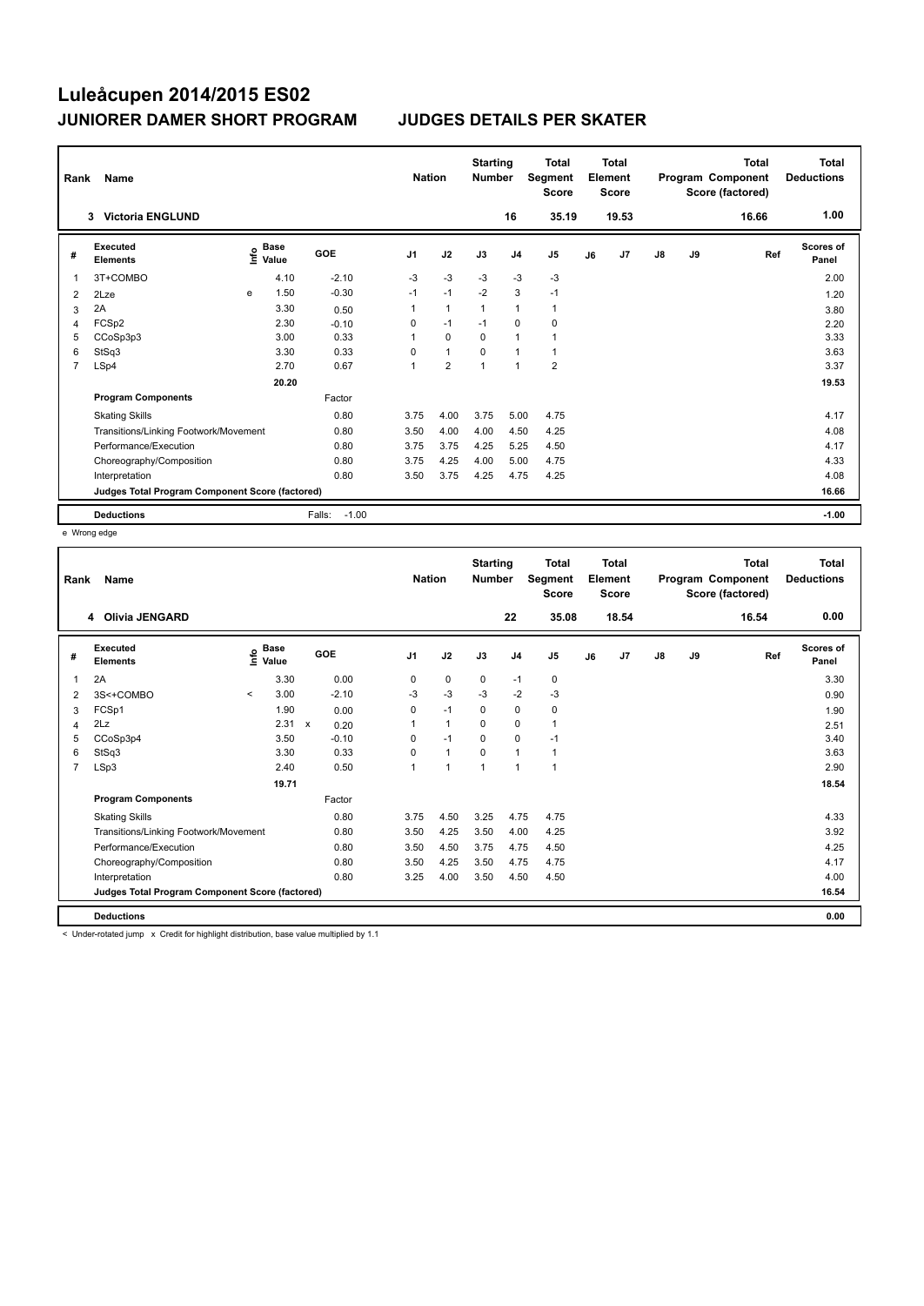# Luleåcupen 2014/2015 ES02

## JUNIORER DAMER SHORT PROGRAM — JUDGES DETAILS PER SKATER

| Rank | Name | Nation | Starting Number | Total Segment Score | Total Element Score | Total Program Component Score (factored) | Total Deductions |
|---|---|---|---|---|---|---|---|
| 3 | Victoria ENGLUND | | 16 | 35.19 | 19.53 | 16.66 | 1.00 |

| # | Executed Elements | Info | Base Value | GOE | J1 | J2 | J3 | J4 | J5 | J6 | J7 | J8 | J9 | Ref | Scores of Panel |
|---|---|---|---|---|---|---|---|---|---|---|---|---|---|---|---|
| 1 | 3T+COMBO | | 4.10 | -2.10 | -3 | -3 | -3 | -3 | -3 | | | | | | 2.00 |
| 2 | 2Lze | e | 1.50 | -0.30 | -1 | -1 | -2 | 3 | -1 | | | | | | 1.20 |
| 3 | 2A | | 3.30 | 0.50 | 1 | 1 | 1 | 1 | 1 | | | | | | 3.80 |
| 4 | FCSp2 | | 2.30 | -0.10 | 0 | -1 | -1 | 0 | 0 | | | | | | 2.20 |
| 5 | CCoSp3p3 | | 3.00 | 0.33 | 1 | 0 | 0 | 1 | 1 | | | | | | 3.33 |
| 6 | StSq3 | | 3.30 | 0.33 | 0 | 1 | 0 | 1 | 1 | | | | | | 3.63 |
| 7 | LSp4 | | 2.70 | 0.67 | 1 | 2 | 1 | 1 | 2 | | | | | | 3.37 |
| | | | 20.20 | | | | | | | | | | | | 19.53 |

| Program Components | Factor | J1 | J2 | J3 | J4 | J5 | J6 | J7 | J8 | J9 | Scores of Panel |
|---|---|---|---|---|---|---|---|---|---|---|---|
| Skating Skills | 0.80 | 3.75 | 4.00 | 3.75 | 5.00 | 4.75 | | | | | 4.17 |
| Transitions/Linking Footwork/Movement | 0.80 | 3.50 | 4.00 | 4.00 | 4.50 | 4.25 | | | | | 4.08 |
| Performance/Execution | 0.80 | 3.75 | 3.75 | 4.25 | 5.25 | 4.50 | | | | | 4.17 |
| Choreography/Composition | 0.80 | 3.75 | 4.25 | 4.00 | 5.00 | 4.75 | | | | | 4.33 |
| Interpretation | 0.80 | 3.50 | 3.75 | 4.25 | 4.75 | 4.25 | | | | | 4.08 |
| Judges Total Program Component Score (factored) | | | | | | | | | | | 16.66 |

| Deductions | Falls: -1.00 | -1.00 |
|---|---|---|

e Wrong edge

| Rank | Name | Nation | Starting Number | Total Segment Score | Total Element Score | Total Program Component Score (factored) | Total Deductions |
|---|---|---|---|---|---|---|---|
| 4 | Olivia JENGARD | | 22 | 35.08 | 18.54 | 16.54 | 0.00 |

| # | Executed Elements | Info | Base Value | GOE | J1 | J2 | J3 | J4 | J5 | J6 | J7 | J8 | J9 | Ref | Scores of Panel |
|---|---|---|---|---|---|---|---|---|---|---|---|---|---|---|---|
| 1 | 2A | | 3.30 | 0.00 | 0 | 0 | 0 | -1 | 0 | | | | | | 3.30 |
| 2 | 3S<+COMBO | < | 3.00 | -2.10 | -3 | -3 | -3 | -2 | -3 | | | | | | 0.90 |
| 3 | FCSp1 | | 1.90 | 0.00 | 0 | -1 | 0 | 0 | 0 | | | | | | 1.90 |
| 4 | 2Lz | | 2.31 x | 0.20 | 1 | 1 | 0 | 0 | 1 | | | | | | 2.51 |
| 5 | CCoSp3p4 | | 3.50 | -0.10 | 0 | -1 | 0 | 0 | -1 | | | | | | 3.40 |
| 6 | StSq3 | | 3.30 | 0.33 | 0 | 1 | 0 | 1 | 1 | | | | | | 3.63 |
| 7 | LSp3 | | 2.40 | 0.50 | 1 | 1 | 1 | 1 | 1 | | | | | | 2.90 |
| | | | 19.71 | | | | | | | | | | | | 18.54 |

| Program Components | Factor | J1 | J2 | J3 | J4 | J5 | J6 | J7 | J8 | J9 | Scores of Panel |
|---|---|---|---|---|---|---|---|---|---|---|---|
| Skating Skills | 0.80 | 3.75 | 4.50 | 3.25 | 4.75 | 4.75 | | | | | 4.33 |
| Transitions/Linking Footwork/Movement | 0.80 | 3.50 | 4.25 | 3.50 | 4.00 | 4.25 | | | | | 3.92 |
| Performance/Execution | 0.80 | 3.50 | 4.50 | 3.75 | 4.75 | 4.50 | | | | | 4.25 |
| Choreography/Composition | 0.80 | 3.50 | 4.25 | 3.50 | 4.75 | 4.75 | | | | | 4.17 |
| Interpretation | 0.80 | 3.25 | 4.00 | 3.50 | 4.50 | 4.50 | | | | | 4.00 |
| Judges Total Program Component Score (factored) | | | | | | | | | | | 16.54 |

| Deductions | | 0.00 |
|---|---|---|

< Under-rotated jump x Credit for highlight distribution, base value multiplied by 1.1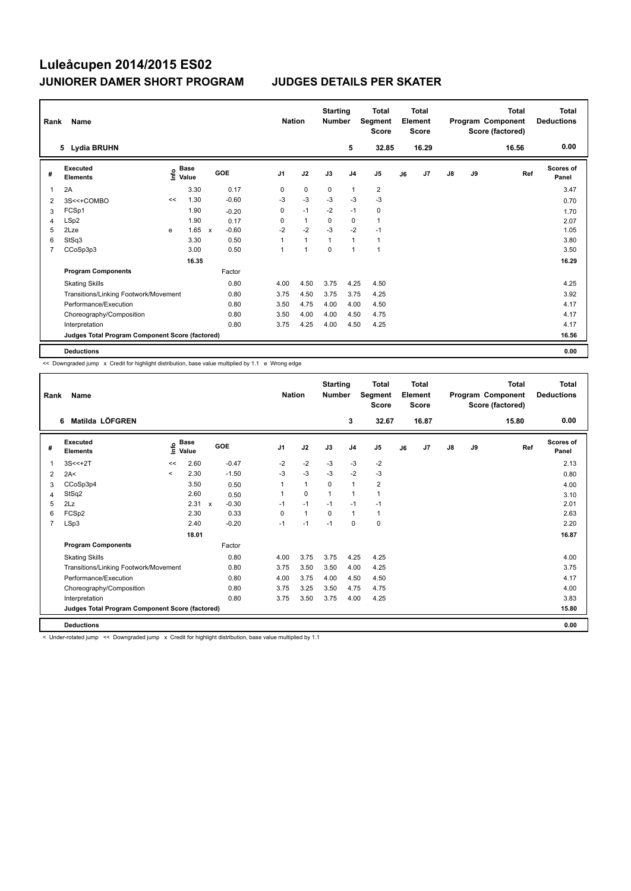# Luleåcupen 2014/2015 ES02

## JUNIORER DAMER SHORT PROGRAM — JUDGES DETAILS PER SKATER

| Rank | Name | Nation | Starting Number | Total Segment Score | Total Element Score | Total Program Component Score (factored) | Total Deductions |
|---|---|---|---|---|---|---|---|
| 5 | Lydia BRUHN | | 5 | 32.85 | 16.29 | 16.56 | 0.00 |

| # | Executed Elements | Info | Base Value | | GOE | J1 | J2 | J3 | J4 | J5 | J6 | J7 | J8 | J9 | Ref | Scores of Panel |
|---|---|---|---|---|---|---|---|---|---|---|---|---|---|---|---|---|
| 1 | 2A | | 3.30 | | 0.17 | 0 | 0 | 0 | 1 | 2 | | | | | | 3.47 |
| 2 | 3S<<+COMBO | << | 1.30 | | -0.60 | -3 | -3 | -3 | -3 | -3 | | | | | | 0.70 |
| 3 | FCSp1 | | 1.90 | | -0.20 | 0 | -1 | -2 | -1 | 0 | | | | | | 1.70 |
| 4 | LSp2 | | 1.90 | | 0.17 | 0 | 1 | 0 | 0 | 1 | | | | | | 2.07 |
| 5 | 2Lze | e | 1.65 | x | -0.60 | -2 | -2 | -3 | -2 | -1 | | | | | | 1.05 |
| 6 | StSq3 | | 3.30 | | 0.50 | 1 | 1 | 1 | 1 | 1 | | | | | | 3.80 |
| 7 | CCoSp3p3 | | 3.00 | | 0.50 | 1 | 1 | 0 | 1 | 1 | | | | | | 3.50 |
| | | | 16.35 | | | | | | | | | | | | | 16.29 |
| | **Program Components** | | | | Factor | | | | | | | | | | | |
| | Skating Skills | | | | 0.80 | 4.00 | 4.50 | 3.75 | 4.25 | 4.50 | | | | | | 4.25 |
| | Transitions/Linking Footwork/Movement | | | | 0.80 | 3.75 | 4.50 | 3.75 | 3.75 | 4.25 | | | | | | 3.92 |
| | Performance/Execution | | | | 0.80 | 3.50 | 4.75 | 4.00 | 4.00 | 4.50 | | | | | | 4.17 |
| | Choreography/Composition | | | | 0.80 | 3.50 | 4.00 | 4.00 | 4.50 | 4.75 | | | | | | 4.17 |
| | Interpretation | | | | 0.80 | 3.75 | 4.25 | 4.00 | 4.50 | 4.25 | | | | | | 4.17 |
| | **Judges Total Program Component Score (factored)** | | | | | | | | | | | | | | | 16.56 |
| | **Deductions** | | | | | | | | | | | | | | | 0.00 |

<< Downgraded jump x Credit for highlight distribution, base value multiplied by 1.1 e Wrong edge

| Rank | Name | Nation | Starting Number | Total Segment Score | Total Element Score | Total Program Component Score (factored) | Total Deductions |
|---|---|---|---|---|---|---|---|
| 6 | Matilda LÖFGREN | | 3 | 32.67 | 16.87 | 15.80 | 0.00 |

| # | Executed Elements | Info | Base Value | | GOE | J1 | J2 | J3 | J4 | J5 | J6 | J7 | J8 | J9 | Ref | Scores of Panel |
|---|---|---|---|---|---|---|---|---|---|---|---|---|---|---|---|---|
| 1 | 3S<<+2T | << | 2.60 | | -0.47 | -2 | -2 | -3 | -3 | -2 | | | | | | 2.13 |
| 2 | 2A< | < | 2.30 | | -1.50 | -3 | -3 | -3 | -2 | -3 | | | | | | 0.80 |
| 3 | CCoSp3p4 | | 3.50 | | 0.50 | 1 | 1 | 0 | 1 | 2 | | | | | | 4.00 |
| 4 | StSq2 | | 2.60 | | 0.50 | 1 | 0 | 1 | 1 | 1 | | | | | | 3.10 |
| 5 | 2Lz | | 2.31 | x | -0.30 | -1 | -1 | -1 | -1 | -1 | | | | | | 2.01 |
| 6 | FCSp2 | | 2.30 | | 0.33 | 0 | 1 | 0 | 1 | 1 | | | | | | 2.63 |
| 7 | LSp3 | | 2.40 | | -0.20 | -1 | -1 | -1 | 0 | 0 | | | | | | 2.20 |
| | | | 18.01 | | | | | | | | | | | | | 16.87 |
| | **Program Components** | | | | Factor | | | | | | | | | | | |
| | Skating Skills | | | | 0.80 | 4.00 | 3.75 | 3.75 | 4.25 | 4.25 | | | | | | 4.00 |
| | Transitions/Linking Footwork/Movement | | | | 0.80 | 3.75 | 3.50 | 3.50 | 4.00 | 4.25 | | | | | | 3.75 |
| | Performance/Execution | | | | 0.80 | 4.00 | 3.75 | 4.00 | 4.50 | 4.50 | | | | | | 4.17 |
| | Choreography/Composition | | | | 0.80 | 3.75 | 3.25 | 3.50 | 4.75 | 4.75 | | | | | | 4.00 |
| | Interpretation | | | | 0.80 | 3.75 | 3.50 | 3.75 | 4.00 | 4.25 | | | | | | 3.83 |
| | **Judges Total Program Component Score (factored)** | | | | | | | | | | | | | | | 15.80 |
| | **Deductions** | | | | | | | | | | | | | | | 0.00 |

< Under-rotated jump << Downgraded jump x Credit for highlight distribution, base value multiplied by 1.1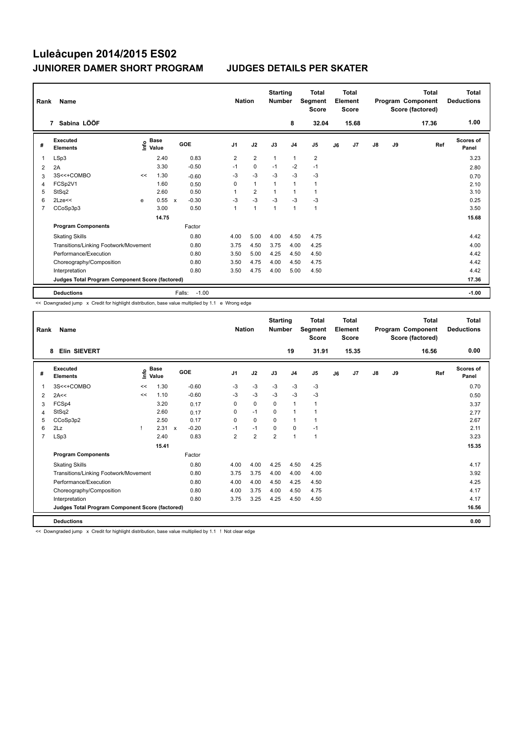# Luleåcupen 2014/2015 ES02

## JUNIORER DAMER SHORT PROGRAM — JUDGES DETAILS PER SKATER

| Rank | Name | Nation | Starting Number | Total Segment Score | Total Element Score | Total Program Component Score (factored) | Total Deductions |
|---|---|---|---|---|---|---|---|
| 7 | Sabina LÖÖF | | 8 | 32.04 | 15.68 | 17.36 | 1.00 |

| # | Executed Elements | Info | Base Value | | GOE | J1 | J2 | J3 | J4 | J5 | J6 | J7 | J8 | J9 | Ref | Scores of Panel |
|---|---|---|---|---|---|---|---|---|---|---|---|---|---|---|---|---|
| 1 | LSp3 | | 2.40 | | 0.83 | 2 | 2 | 1 | 1 | 2 | | | | | | 3.23 |
| 2 | 2A | | 3.30 | | -0.50 | -1 | 0 | -1 | -2 | -1 | | | | | | 2.80 |
| 3 | 3S<<+COMBO | << | 1.30 | | -0.60 | -3 | -3 | -3 | -3 | -3 | | | | | | 0.70 |
| 4 | FCSp2V1 | | 1.60 | | 0.50 | 0 | 1 | 1 | 1 | 1 | | | | | | 2.10 |
| 5 | StSq2 | | 2.60 | | 0.50 | 1 | 2 | 1 | 1 | 1 | | | | | | 3.10 |
| 6 | 2Lze<< | e | 0.55 | x | -0.30 | -3 | -3 | -3 | -3 | -3 | | | | | | 0.25 |
| 7 | CCoSp3p3 | | 3.00 | | 0.50 | 1 | 1 | 1 | 1 | 1 | | | | | | 3.50 |
| | | | 14.75 | | | | | | | | | | | | | 15.68 |
| | **Program Components** | | | | Factor | | | | | | | | | | | |
| | Skating Skills | | | | 0.80 | 4.00 | 5.00 | 4.00 | 4.50 | 4.75 | | | | | | 4.42 |
| | Transitions/Linking Footwork/Movement | | | | 0.80 | 3.75 | 4.50 | 3.75 | 4.00 | 4.25 | | | | | | 4.00 |
| | Performance/Execution | | | | 0.80 | 3.50 | 5.00 | 4.25 | 4.50 | 4.50 | | | | | | 4.42 |
| | Choreography/Composition | | | | 0.80 | 3.50 | 4.75 | 4.00 | 4.50 | 4.75 | | | | | | 4.42 |
| | Interpretation | | | | 0.80 | 3.50 | 4.75 | 4.00 | 5.00 | 4.50 | | | | | | 4.42 |
| | **Judges Total Program Component Score (factored)** | | | | | | | | | | | | | | | 17.36 |
| | **Deductions** | | | | Falls: -1.00 | | | | | | | | | | | -1.00 |

<< Downgraded jump x Credit for highlight distribution, base value multiplied by 1.1 e Wrong edge

| Rank | Name | Nation | Starting Number | Total Segment Score | Total Element Score | Total Program Component Score (factored) | Total Deductions |
|---|---|---|---|---|---|---|---|
| 8 | Elin SIEVERT | | 19 | 31.91 | 15.35 | 16.56 | 0.00 |

| # | Executed Elements | Info | Base Value | | GOE | J1 | J2 | J3 | J4 | J5 | J6 | J7 | J8 | J9 | Ref | Scores of Panel |
|---|---|---|---|---|---|---|---|---|---|---|---|---|---|---|---|---|
| 1 | 3S<<+COMBO | << | 1.30 | | -0.60 | -3 | -3 | -3 | -3 | -3 | | | | | | 0.70 |
| 2 | 2A<< | << | 1.10 | | -0.60 | -3 | -3 | -3 | -3 | -3 | | | | | | 0.50 |
| 3 | FCSp4 | | 3.20 | | 0.17 | 0 | 0 | 0 | 1 | 1 | | | | | | 3.37 |
| 4 | StSq2 | | 2.60 | | 0.17 | 0 | -1 | 0 | 1 | 1 | | | | | | 2.77 |
| 5 | CCoSp3p2 | | 2.50 | | 0.17 | 0 | 0 | 0 | 1 | 1 | | | | | | 2.67 |
| 6 | 2Lz | ! | 2.31 | x | -0.20 | -1 | -1 | 0 | 0 | -1 | | | | | | 2.11 |
| 7 | LSp3 | | 2.40 | | 0.83 | 2 | 2 | 2 | 1 | 1 | | | | | | 3.23 |
| | | | 15.41 | | | | | | | | | | | | | 15.35 |
| | **Program Components** | | | | Factor | | | | | | | | | | | |
| | Skating Skills | | | | 0.80 | 4.00 | 4.00 | 4.25 | 4.50 | 4.25 | | | | | | 4.17 |
| | Transitions/Linking Footwork/Movement | | | | 0.80 | 3.75 | 3.75 | 4.00 | 4.00 | 4.00 | | | | | | 3.92 |
| | Performance/Execution | | | | 0.80 | 4.00 | 4.00 | 4.50 | 4.25 | 4.50 | | | | | | 4.25 |
| | Choreography/Composition | | | | 0.80 | 4.00 | 3.75 | 4.00 | 4.50 | 4.75 | | | | | | 4.17 |
| | Interpretation | | | | 0.80 | 3.75 | 3.25 | 4.25 | 4.50 | 4.50 | | | | | | 4.17 |
| | **Judges Total Program Component Score (factored)** | | | | | | | | | | | | | | | 16.56 |
| | **Deductions** | | | | | | | | | | | | | | | 0.00 |

<< Downgraded jump x Credit for highlight distribution, base value multiplied by 1.1 ! Not clear edge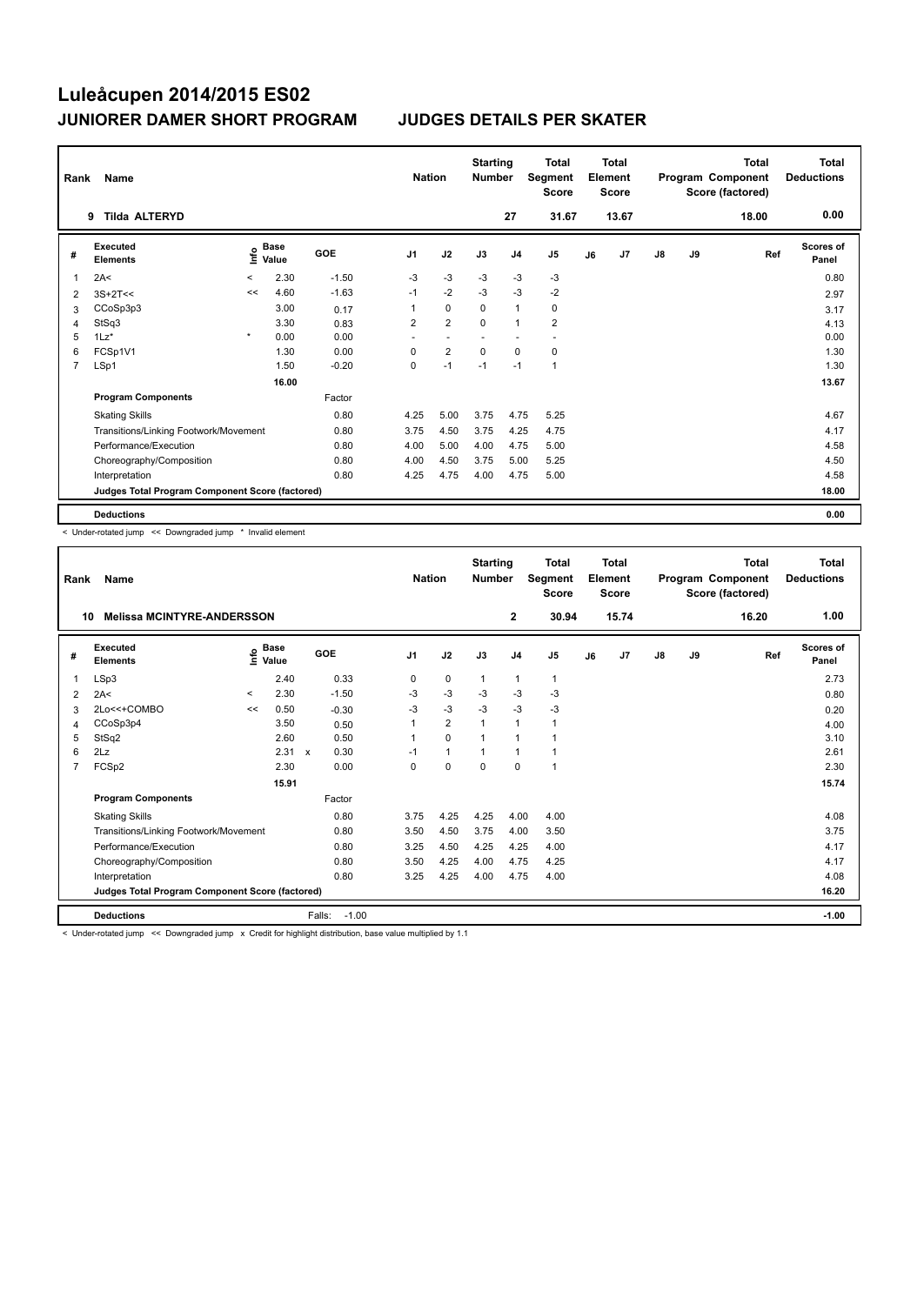# Luleåcupen 2014/2015 ES02

## JUNIORER DAMER SHORT PROGRAM — JUDGES DETAILS PER SKATER

| Rank | Name | Nation | Starting Number | Total Segment Score | Total Element Score | Total Program Component Score (factored) | Total Deductions |
|---|---|---|---|---|---|---|---|
| 9 | Tilda ALTERYD | | 27 | 31.67 | 13.67 | 18.00 | 0.00 |

| # | Executed Elements | Info | Base Value | GOE | J1 | J2 | J3 | J4 | J5 | J6 | J7 | J8 | J9 | Ref | Scores of Panel |
|---|---|---|---|---|---|---|---|---|---|---|---|---|---|---|---|
| 1 | 2A< | < | 2.30 | -1.50 | -3 | -3 | -3 | -3 | -3 | | | | | | 0.80 |
| 2 | 3S+2T<< | << | 4.60 | -1.63 | -1 | -2 | -3 | -3 | -2 | | | | | | 2.97 |
| 3 | CCoSp3p3 | | 3.00 | 0.17 | 1 | 0 | 0 | 1 | 0 | | | | | | 3.17 |
| 4 | StSq3 | | 3.30 | 0.83 | 2 | 2 | 0 | 1 | 2 | | | | | | 4.13 |
| 5 | 1Lz* | * | 0.00 | 0.00 | - | - | - | - | - | | | | | | 0.00 |
| 6 | FCSp1V1 | | 1.30 | 0.00 | 0 | 2 | 0 | 0 | 0 | | | | | | 1.30 |
| 7 | LSp1 | | 1.50 | -0.20 | 0 | -1 | -1 | -1 | 1 | | | | | | 1.30 |
| | | | 16.00 | | | | | | | | | | | | 13.67 |
| | **Program Components** | | | Factor | | | | | | | | | | | |
| | Skating Skills | | | 0.80 | 4.25 | 5.00 | 3.75 | 4.75 | 5.25 | | | | | | 4.67 |
| | Transitions/Linking Footwork/Movement | | | 0.80 | 3.75 | 4.50 | 3.75 | 4.25 | 4.75 | | | | | | 4.17 |
| | Performance/Execution | | | 0.80 | 4.00 | 5.00 | 4.00 | 4.75 | 5.00 | | | | | | 4.58 |
| | Choreography/Composition | | | 0.80 | 4.00 | 4.50 | 3.75 | 5.00 | 5.25 | | | | | | 4.50 |
| | Interpretation | | | 0.80 | 4.25 | 4.75 | 4.00 | 4.75 | 5.00 | | | | | | 4.58 |
| | **Judges Total Program Component Score (factored)** | | | | | | | | | | | | | | 18.00 |
| | **Deductions** | | | | | | | | | | | | | | 0.00 |

< Under-rotated jump << Downgraded jump * Invalid element

| Rank | Name | Nation | Starting Number | Total Segment Score | Total Element Score | Total Program Component Score (factored) | Total Deductions |
|---|---|---|---|---|---|---|---|
| 10 | Melissa MCINTYRE-ANDERSSON | | 2 | 30.94 | 15.74 | 16.20 | 1.00 |

| # | Executed Elements | Info | Base Value | GOE | J1 | J2 | J3 | J4 | J5 | J6 | J7 | J8 | J9 | Ref | Scores of Panel |
|---|---|---|---|---|---|---|---|---|---|---|---|---|---|---|---|
| 1 | LSp3 | | 2.40 | 0.33 | 0 | 0 | 1 | 1 | 1 | | | | | | 2.73 |
| 2 | 2A< | < | 2.30 | -1.50 | -3 | -3 | -3 | -3 | -3 | | | | | | 0.80 |
| 3 | 2Lo<<+COMBO | << | 0.50 | -0.30 | -3 | -3 | -3 | -3 | -3 | | | | | | 0.20 |
| 4 | CCoSp3p4 | | 3.50 | 0.50 | 1 | 2 | 1 | 1 | 1 | | | | | | 4.00 |
| 5 | StSq2 | | 2.60 | 0.50 | 1 | 0 | 1 | 1 | 1 | | | | | | 3.10 |
| 6 | 2Lz | | 2.31 x | 0.30 | -1 | 1 | 1 | 1 | 1 | | | | | | 2.61 |
| 7 | FCSp2 | | 2.30 | 0.00 | 0 | 0 | 0 | 0 | 1 | | | | | | 2.30 |
| | | | 15.91 | | | | | | | | | | | | 15.74 |
| | **Program Components** | | | Factor | | | | | | | | | | | |
| | Skating Skills | | | 0.80 | 3.75 | 4.25 | 4.25 | 4.00 | 4.00 | | | | | | 4.08 |
| | Transitions/Linking Footwork/Movement | | | 0.80 | 3.50 | 4.50 | 3.75 | 4.00 | 3.50 | | | | | | 3.75 |
| | Performance/Execution | | | 0.80 | 3.25 | 4.50 | 4.25 | 4.25 | 4.00 | | | | | | 4.17 |
| | Choreography/Composition | | | 0.80 | 3.50 | 4.25 | 4.00 | 4.75 | 4.25 | | | | | | 4.17 |
| | Interpretation | | | 0.80 | 3.25 | 4.25 | 4.00 | 4.75 | 4.00 | | | | | | 4.08 |
| | **Judges Total Program Component Score (factored)** | | | | | | | | | | | | | | 16.20 |
| | **Deductions** | | | Falls: -1.00 | | | | | | | | | | | -1.00 |

< Under-rotated jump << Downgraded jump x Credit for highlight distribution, base value multiplied by 1.1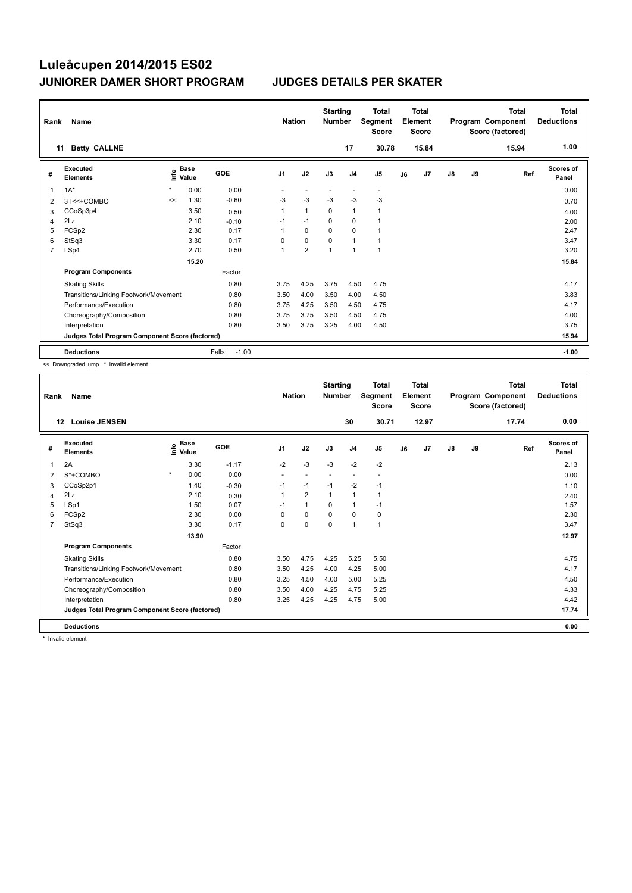# Luleåcupen 2014/2015 ES02

## JUNIORER DAMER SHORT PROGRAM — JUDGES DETAILS PER SKATER

| Rank | Name | Nation | Starting Number | Total Segment Score | Total Element Score | Total Program Component Score (factored) | Total Deductions |
|---|---|---|---|---|---|---|---|
| 11 | Betty CALLNE | | 17 | 30.78 | 15.84 | 15.94 | 1.00 |

| # | Executed Elements | Info | Base Value | GOE | J1 | J2 | J3 | J4 | J5 | J6 | J7 | J8 | J9 | Ref | Scores of Panel |
|---|---|---|---|---|---|---|---|---|---|---|---|---|---|---|---|
| 1 | 1A* | * | 0.00 | 0.00 | - | - | - | - | - | | | | | | 0.00 |
| 2 | 3T<<+COMBO | << | 1.30 | -0.60 | -3 | -3 | -3 | -3 | -3 | | | | | | 0.70 |
| 3 | CCoSp3p4 | | 3.50 | 0.50 | 1 | 1 | 0 | 1 | 1 | | | | | | 4.00 |
| 4 | 2Lz | | 2.10 | -0.10 | -1 | -1 | 0 | 0 | 1 | | | | | | 2.00 |
| 5 | FCSp2 | | 2.30 | 0.17 | 1 | 0 | 0 | 0 | 1 | | | | | | 2.47 |
| 6 | StSq3 | | 3.30 | 0.17 | 0 | 0 | 0 | 1 | 1 | | | | | | 3.47 |
| 7 | LSp4 | | 2.70 | 0.50 | 1 | 2 | 1 | 1 | 1 | | | | | | 3.20 |
| | | | 15.20 | | | | | | | | | | | | 15.84 |
| | **Program Components** | | | Factor | | | | | | | | | | | |
| | Skating Skills | | | 0.80 | 3.75 | 4.25 | 3.75 | 4.50 | 4.75 | | | | | | 4.17 |
| | Transitions/Linking Footwork/Movement | | | 0.80 | 3.50 | 4.00 | 3.50 | 4.00 | 4.50 | | | | | | 3.83 |
| | Performance/Execution | | | 0.80 | 3.75 | 4.25 | 3.50 | 4.50 | 4.75 | | | | | | 4.17 |
| | Choreography/Composition | | | 0.80 | 3.75 | 3.75 | 3.50 | 4.50 | 4.75 | | | | | | 4.00 |
| | Interpretation | | | 0.80 | 3.50 | 3.75 | 3.25 | 4.00 | 4.50 | | | | | | 3.75 |
| | **Judges Total Program Component Score (factored)** | | | | | | | | | | | | | | 15.94 |
| | **Deductions** | | | Falls: -1.00 | | | | | | | | | | | -1.00 |

<< Downgraded jump * Invalid element

| Rank | Name | Nation | Starting Number | Total Segment Score | Total Element Score | Total Program Component Score (factored) | Total Deductions |
|---|---|---|---|---|---|---|---|
| 12 | Louise JENSEN | | 30 | 30.71 | 12.97 | 17.74 | 0.00 |

| # | Executed Elements | Info | Base Value | GOE | J1 | J2 | J3 | J4 | J5 | J6 | J7 | J8 | J9 | Ref | Scores of Panel |
|---|---|---|---|---|---|---|---|---|---|---|---|---|---|---|---|
| 1 | 2A | | 3.30 | -1.17 | -2 | -3 | -3 | -2 | -2 | | | | | | 2.13 |
| 2 | S*+COMBO | * | 0.00 | 0.00 | - | - | - | - | - | | | | | | 0.00 |
| 3 | CCoSp2p1 | | 1.40 | -0.30 | -1 | -1 | -1 | -2 | -1 | | | | | | 1.10 |
| 4 | 2Lz | | 2.10 | 0.30 | 1 | 2 | 1 | 1 | 1 | | | | | | 2.40 |
| 5 | LSp1 | | 1.50 | 0.07 | -1 | 1 | 0 | 1 | -1 | | | | | | 1.57 |
| 6 | FCSp2 | | 2.30 | 0.00 | 0 | 0 | 0 | 0 | 0 | | | | | | 2.30 |
| 7 | StSq3 | | 3.30 | 0.17 | 0 | 0 | 0 | 1 | 1 | | | | | | 3.47 |
| | | | 13.90 | | | | | | | | | | | | 12.97 |
| | **Program Components** | | | Factor | | | | | | | | | | | |
| | Skating Skills | | | 0.80 | 3.50 | 4.75 | 4.25 | 5.25 | 5.50 | | | | | | 4.75 |
| | Transitions/Linking Footwork/Movement | | | 0.80 | 3.50 | 4.25 | 4.00 | 4.25 | 5.00 | | | | | | 4.17 |
| | Performance/Execution | | | 0.80 | 3.25 | 4.50 | 4.00 | 5.00 | 5.25 | | | | | | 4.50 |
| | Choreography/Composition | | | 0.80 | 3.50 | 4.00 | 4.25 | 4.75 | 5.25 | | | | | | 4.33 |
| | Interpretation | | | 0.80 | 3.25 | 4.25 | 4.25 | 4.75 | 5.00 | | | | | | 4.42 |
| | **Judges Total Program Component Score (factored)** | | | | | | | | | | | | | | 17.74 |
| | **Deductions** | | | | | | | | | | | | | | 0.00 |

* Invalid element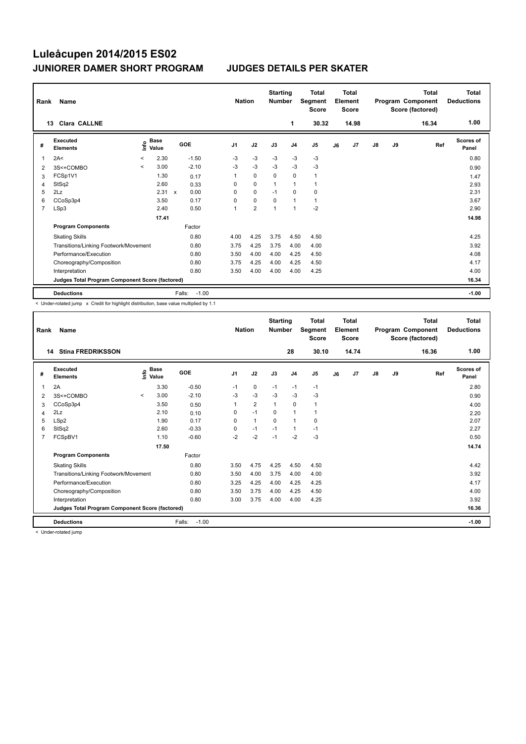# Luleåcupen 2014/2015 ES02

## JUNIORER DAMER SHORT PROGRAM JUDGES DETAILS PER SKATER

| Rank | Name | Nation | Starting Number | Total Segment Score | Total Element Score | Total Program Component Score (factored) | Total Deductions |
|---|---|---|---|---|---|---|---|
| 13 | Clara CALLNE | | 1 | 30.32 | 14.98 | 16.34 | 1.00 |

| # | Executed Elements | Info | Base Value | | GOE | J1 | J2 | J3 | J4 | J5 | J6 | J7 | J8 | J9 | Ref | Scores of Panel |
|---|---|---|---|---|---|---|---|---|---|---|---|---|---|---|---|---|
| 1 | 2A< | < | 2.30 | | -1.50 | -3 | -3 | -3 | -3 | -3 | | | | | | 0.80 |
| 2 | 3S<+COMBO | < | 3.00 | | -2.10 | -3 | -3 | -3 | -3 | -3 | | | | | | 0.90 |
| 3 | FCSp1V1 | | 1.30 | | 0.17 | 1 | 0 | 0 | 0 | 1 | | | | | | 1.47 |
| 4 | StSq2 | | 2.60 | | 0.33 | 0 | 0 | 1 | 1 | 1 | | | | | | 2.93 |
| 5 | 2Lz | | 2.31 | x | 0.00 | 0 | 0 | -1 | 0 | 0 | | | | | | 2.31 |
| 6 | CCoSp3p4 | | 3.50 | | 0.17 | 0 | 0 | 0 | 1 | 1 | | | | | | 3.67 |
| 7 | LSp3 | | 2.40 | | 0.50 | 1 | 2 | 1 | 1 | -2 | | | | | | 2.90 |
| | | | 17.41 | | | | | | | | | | | | | 14.98 |
| | **Program Components** | | | | Factor | | | | | | | | | | | |
| | Skating Skills | | | | 0.80 | 4.00 | 4.25 | 3.75 | 4.50 | 4.50 | | | | | | 4.25 |
| | Transitions/Linking Footwork/Movement | | | | 0.80 | 3.75 | 4.25 | 3.75 | 4.00 | 4.00 | | | | | | 3.92 |
| | Performance/Execution | | | | 0.80 | 3.50 | 4.00 | 4.00 | 4.25 | 4.50 | | | | | | 4.08 |
| | Choreography/Composition | | | | 0.80 | 3.75 | 4.25 | 4.00 | 4.25 | 4.50 | | | | | | 4.17 |
| | Interpretation | | | | 0.80 | 3.50 | 4.00 | 4.00 | 4.00 | 4.25 | | | | | | 4.00 |
| | **Judges Total Program Component Score (factored)** | | | | | | | | | | | | | | | 16.34 |
| | **Deductions** | | | | Falls: -1.00 | | | | | | | | | | | -1.00 |

< Under-rotated jump x Credit for highlight distribution, base value multiplied by 1.1

| Rank | Name | Nation | Starting Number | Total Segment Score | Total Element Score | Total Program Component Score (factored) | Total Deductions |
|---|---|---|---|---|---|---|---|
| 14 | Stina FREDRIKSSON | | 28 | 30.10 | 14.74 | 16.36 | 1.00 |

| # | Executed Elements | Info | Base Value | GOE | J1 | J2 | J3 | J4 | J5 | J6 | J7 | J8 | J9 | Ref | Scores of Panel |
|---|---|---|---|---|---|---|---|---|---|---|---|---|---|---|---|
| 1 | 2A | | 3.30 | -0.50 | -1 | 0 | -1 | -1 | -1 | | | | | | 2.80 |
| 2 | 3S<+COMBO | < | 3.00 | -2.10 | -3 | -3 | -3 | -3 | -3 | | | | | | 0.90 |
| 3 | CCoSp3p4 | | 3.50 | 0.50 | 1 | 2 | 1 | 0 | 1 | | | | | | 4.00 |
| 4 | 2Lz | | 2.10 | 0.10 | 0 | -1 | 0 | 1 | 1 | | | | | | 2.20 |
| 5 | LSp2 | | 1.90 | 0.17 | 0 | 1 | 0 | 1 | 0 | | | | | | 2.07 |
| 6 | StSq2 | | 2.60 | -0.33 | 0 | -1 | -1 | 1 | -1 | | | | | | 2.27 |
| 7 | FCSpBV1 | | 1.10 | -0.60 | -2 | -2 | -1 | -2 | -3 | | | | | | 0.50 |
| | | | 17.50 | | | | | | | | | | | | 14.74 |
| | **Program Components** | | | Factor | | | | | | | | | | | |
| | Skating Skills | | | 0.80 | 3.50 | 4.75 | 4.25 | 4.50 | 4.50 | | | | | | 4.42 |
| | Transitions/Linking Footwork/Movement | | | 0.80 | 3.50 | 4.00 | 3.75 | 4.00 | 4.00 | | | | | | 3.92 |
| | Performance/Execution | | | 0.80 | 3.25 | 4.25 | 4.00 | 4.25 | 4.25 | | | | | | 4.17 |
| | Choreography/Composition | | | 0.80 | 3.50 | 3.75 | 4.00 | 4.25 | 4.50 | | | | | | 4.00 |
| | Interpretation | | | 0.80 | 3.00 | 3.75 | 4.00 | 4.00 | 4.25 | | | | | | 3.92 |
| | **Judges Total Program Component Score (factored)** | | | | | | | | | | | | | | 16.36 |
| | **Deductions** | | | Falls: -1.00 | | | | | | | | | | | -1.00 |

< Under-rotated jump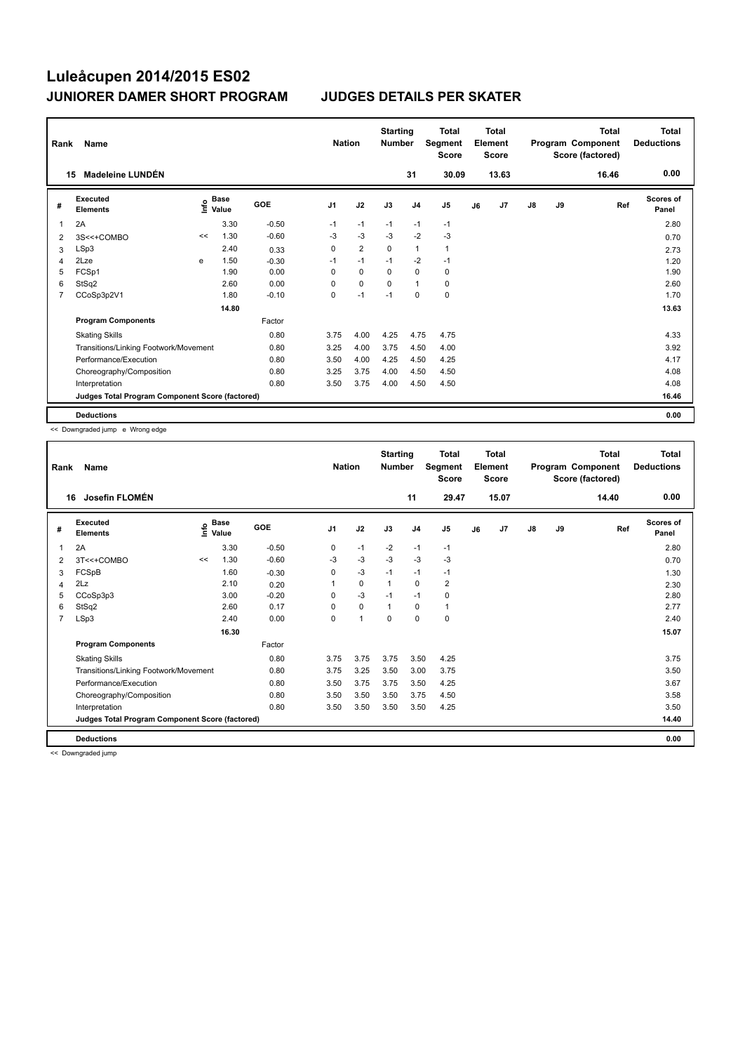# Luleåcupen 2014/2015 ES02

## JUNIORER DAMER SHORT PROGRAM — JUDGES DETAILS PER SKATER

| Rank | Name | Nation | Starting Number | Total Segment Score | Total Element Score | Total Program Component Score (factored) | Total Deductions |
|---|---|---|---|---|---|---|---|
| 15 | Madeleine LUNDÉN | | 31 | 30.09 | 13.63 | 16.46 | 0.00 |

| # | Executed Elements | Info | Base Value | GOE | J1 | J2 | J3 | J4 | J5 | J6 | J7 | J8 | J9 | Ref | Scores of Panel |
|---|---|---|---|---|---|---|---|---|---|---|---|---|---|---|---|
| 1 | 2A | | 3.30 | -0.50 | -1 | -1 | -1 | -1 | -1 | | | | | | 2.80 |
| 2 | 3S<<+COMBO | << | 1.30 | -0.60 | -3 | -3 | -3 | -2 | -3 | | | | | | 0.70 |
| 3 | LSp3 | | 2.40 | 0.33 | 0 | 2 | 0 | 1 | 1 | | | | | | 2.73 |
| 4 | 2Lze | e | 1.50 | -0.30 | -1 | -1 | -1 | -2 | -1 | | | | | | 1.20 |
| 5 | FCSp1 | | 1.90 | 0.00 | 0 | 0 | 0 | 0 | 0 | | | | | | 1.90 |
| 6 | StSq2 | | 2.60 | 0.00 | 0 | 0 | 0 | 1 | 0 | | | | | | 2.60 |
| 7 | CCoSp3p2V1 | | 1.80 | -0.10 | 0 | -1 | -1 | 0 | 0 | | | | | | 1.70 |
| | | | 14.80 | | | | | | | | | | | | 13.63 |
| | **Program Components** | | | Factor | | | | | | | | | | | |
| | Skating Skills | | | 0.80 | 3.75 | 4.00 | 4.25 | 4.75 | 4.75 | | | | | | 4.33 |
| | Transitions/Linking Footwork/Movement | | | 0.80 | 3.25 | 4.00 | 3.75 | 4.50 | 4.00 | | | | | | 3.92 |
| | Performance/Execution | | | 0.80 | 3.50 | 4.00 | 4.25 | 4.50 | 4.25 | | | | | | 4.17 |
| | Choreography/Composition | | | 0.80 | 3.25 | 3.75 | 4.00 | 4.50 | 4.50 | | | | | | 4.08 |
| | Interpretation | | | 0.80 | 3.50 | 3.75 | 4.00 | 4.50 | 4.50 | | | | | | 4.08 |
| | **Judges Total Program Component Score (factored)** | | | | | | | | | | | | | | 16.46 |
| | **Deductions** | | | | | | | | | | | | | | 0.00 |

<< Downgraded jump e Wrong edge

| Rank | Name | Nation | Starting Number | Total Segment Score | Total Element Score | Total Program Component Score (factored) | Total Deductions |
|---|---|---|---|---|---|---|---|
| 16 | Josefin FLOMÉN | | 11 | 29.47 | 15.07 | 14.40 | 0.00 |

| # | Executed Elements | Info | Base Value | GOE | J1 | J2 | J3 | J4 | J5 | J6 | J7 | J8 | J9 | Ref | Scores of Panel |
|---|---|---|---|---|---|---|---|---|---|---|---|---|---|---|---|
| 1 | 2A | | 3.30 | -0.50 | 0 | -1 | -2 | -1 | -1 | | | | | | 2.80 |
| 2 | 3T<<+COMBO | << | 1.30 | -0.60 | -3 | -3 | -3 | -3 | -3 | | | | | | 0.70 |
| 3 | FCSpB | | 1.60 | -0.30 | 0 | -3 | -1 | -1 | -1 | | | | | | 1.30 |
| 4 | 2Lz | | 2.10 | 0.20 | 1 | 0 | 1 | 0 | 2 | | | | | | 2.30 |
| 5 | CCoSp3p3 | | 3.00 | -0.20 | 0 | -3 | -1 | -1 | 0 | | | | | | 2.80 |
| 6 | StSq2 | | 2.60 | 0.17 | 0 | 0 | 1 | 0 | 1 | | | | | | 2.77 |
| 7 | LSp3 | | 2.40 | 0.00 | 0 | 1 | 0 | 0 | 0 | | | | | | 2.40 |
| | | | 16.30 | | | | | | | | | | | | 15.07 |
| | **Program Components** | | | Factor | | | | | | | | | | | |
| | Skating Skills | | | 0.80 | 3.75 | 3.75 | 3.75 | 3.50 | 4.25 | | | | | | 3.75 |
| | Transitions/Linking Footwork/Movement | | | 0.80 | 3.75 | 3.25 | 3.50 | 3.00 | 3.75 | | | | | | 3.50 |
| | Performance/Execution | | | 0.80 | 3.50 | 3.75 | 3.75 | 3.50 | 4.25 | | | | | | 3.67 |
| | Choreography/Composition | | | 0.80 | 3.50 | 3.50 | 3.50 | 3.75 | 4.50 | | | | | | 3.58 |
| | Interpretation | | | 0.80 | 3.50 | 3.50 | 3.50 | 3.50 | 4.25 | | | | | | 3.50 |
| | **Judges Total Program Component Score (factored)** | | | | | | | | | | | | | | 14.40 |
| | **Deductions** | | | | | | | | | | | | | | 0.00 |

<< Downgraded jump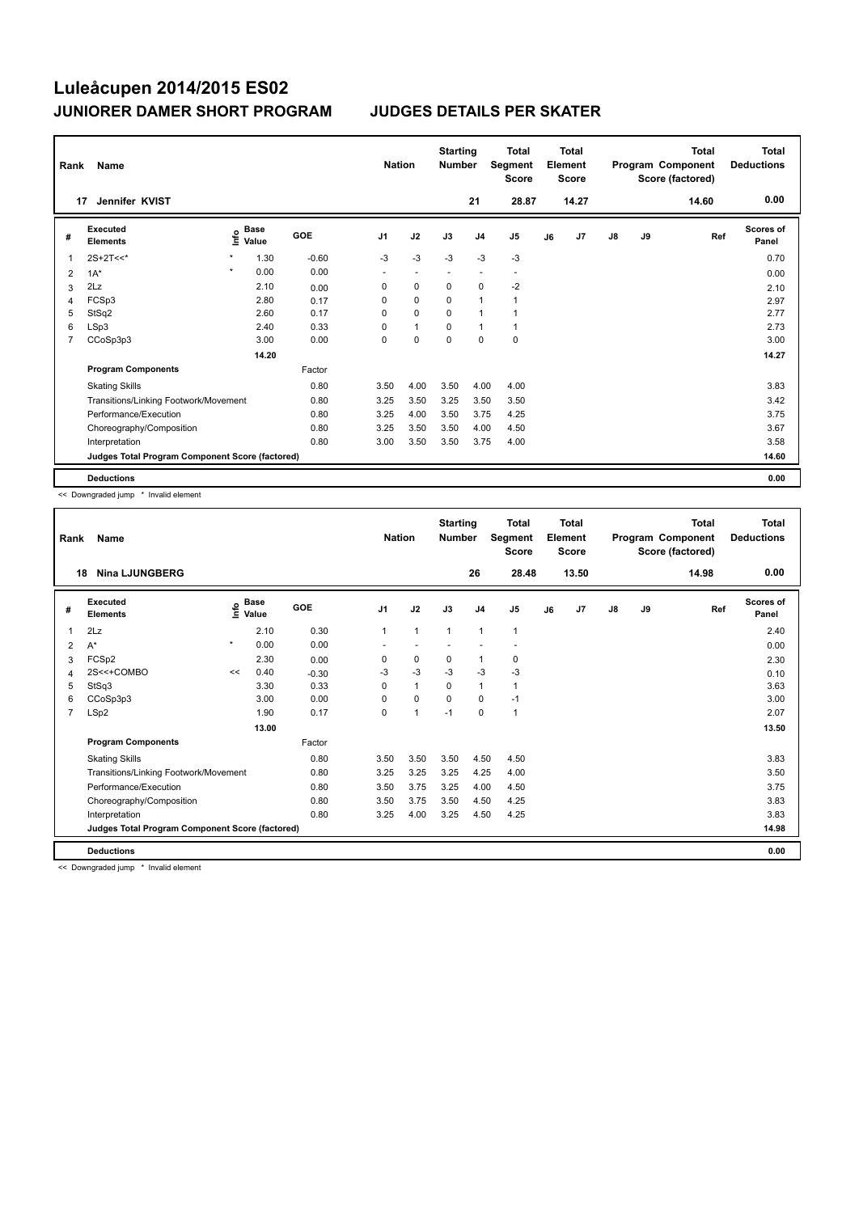# Luleåcupen 2014/2015 ES02

## JUNIORER DAMER SHORT PROGRAM — JUDGES DETAILS PER SKATER

| Rank | Name | Nation | Starting Number | Total Segment Score | Total Element Score | Total Program Component Score (factored) | Total Deductions |
|---|---|---|---|---|---|---|---|
| 17 | Jennifer KVIST | | 21 | 28.87 | 14.27 | 14.60 | 0.00 |

| # | Executed Elements | Info | Base Value | GOE | J1 | J2 | J3 | J4 | J5 | J6 | J7 | J8 | J9 | Ref | Scores of Panel |
|---|---|---|---|---|---|---|---|---|---|---|---|---|---|---|---|
| 1 | 2S+2T<<* | * | 1.30 | -0.60 | -3 | -3 | -3 | -3 | -3 | | | | | | 0.70 |
| 2 | 1A* | * | 0.00 | 0.00 | - | - | - | - | - | | | | | | 0.00 |
| 3 | 2Lz | | 2.10 | 0.00 | 0 | 0 | 0 | 0 | -2 | | | | | | 2.10 |
| 4 | FCSp3 | | 2.80 | 0.17 | 0 | 0 | 0 | 1 | 1 | | | | | | 2.97 |
| 5 | StSq2 | | 2.60 | 0.17 | 0 | 0 | 0 | 1 | 1 | | | | | | 2.77 |
| 6 | LSp3 | | 2.40 | 0.33 | 0 | 1 | 0 | 1 | 1 | | | | | | 2.73 |
| 7 | CCoSp3p3 | | 3.00 | 0.00 | 0 | 0 | 0 | 0 | 0 | | | | | | 3.00 |
| | | | 14.20 | | | | | | | | | | | | 14.27 |
| | **Program Components** | | | Factor | | | | | | | | | | | |
| | Skating Skills | | | 0.80 | 3.50 | 4.00 | 3.50 | 4.00 | 4.00 | | | | | | 3.83 |
| | Transitions/Linking Footwork/Movement | | | 0.80 | 3.25 | 3.50 | 3.25 | 3.50 | 3.50 | | | | | | 3.42 |
| | Performance/Execution | | | 0.80 | 3.25 | 4.00 | 3.50 | 3.75 | 4.25 | | | | | | 3.75 |
| | Choreography/Composition | | | 0.80 | 3.25 | 3.50 | 3.50 | 4.00 | 4.50 | | | | | | 3.67 |
| | Interpretation | | | 0.80 | 3.00 | 3.50 | 3.50 | 3.75 | 4.00 | | | | | | 3.58 |
| | **Judges Total Program Component Score (factored)** | | | | | | | | | | | | | | 14.60 |
| | **Deductions** | | | | | | | | | | | | | | 0.00 |

<< Downgraded jump * Invalid element

| Rank | Name | Nation | Starting Number | Total Segment Score | Total Element Score | Total Program Component Score (factored) | Total Deductions |
|---|---|---|---|---|---|---|---|
| 18 | Nina LJUNGBERG | | 26 | 28.48 | 13.50 | 14.98 | 0.00 |

| # | Executed Elements | Info | Base Value | GOE | J1 | J2 | J3 | J4 | J5 | J6 | J7 | J8 | J9 | Ref | Scores of Panel |
|---|---|---|---|---|---|---|---|---|---|---|---|---|---|---|---|
| 1 | 2Lz | | 2.10 | 0.30 | 1 | 1 | 1 | 1 | 1 | | | | | | 2.40 |
| 2 | A* | * | 0.00 | 0.00 | - | - | - | - | - | | | | | | 0.00 |
| 3 | FCSp2 | | 2.30 | 0.00 | 0 | 0 | 0 | 1 | 0 | | | | | | 2.30 |
| 4 | 2S<<+COMBO | << | 0.40 | -0.30 | -3 | -3 | -3 | -3 | -3 | | | | | | 0.10 |
| 5 | StSq3 | | 3.30 | 0.33 | 0 | 1 | 0 | 1 | 1 | | | | | | 3.63 |
| 6 | CCoSp3p3 | | 3.00 | 0.00 | 0 | 0 | 0 | 0 | -1 | | | | | | 3.00 |
| 7 | LSp2 | | 1.90 | 0.17 | 0 | 1 | -1 | 0 | 1 | | | | | | 2.07 |
| | | | 13.00 | | | | | | | | | | | | 13.50 |
| | **Program Components** | | | Factor | | | | | | | | | | | |
| | Skating Skills | | | 0.80 | 3.50 | 3.50 | 3.50 | 4.50 | 4.50 | | | | | | 3.83 |
| | Transitions/Linking Footwork/Movement | | | 0.80 | 3.25 | 3.25 | 3.25 | 4.25 | 4.00 | | | | | | 3.50 |
| | Performance/Execution | | | 0.80 | 3.50 | 3.75 | 3.25 | 4.00 | 4.50 | | | | | | 3.75 |
| | Choreography/Composition | | | 0.80 | 3.50 | 3.75 | 3.50 | 4.50 | 4.25 | | | | | | 3.83 |
| | Interpretation | | | 0.80 | 3.25 | 4.00 | 3.25 | 4.50 | 4.25 | | | | | | 3.83 |
| | **Judges Total Program Component Score (factored)** | | | | | | | | | | | | | | 14.98 |
| | **Deductions** | | | | | | | | | | | | | | 0.00 |

<< Downgraded jump * Invalid element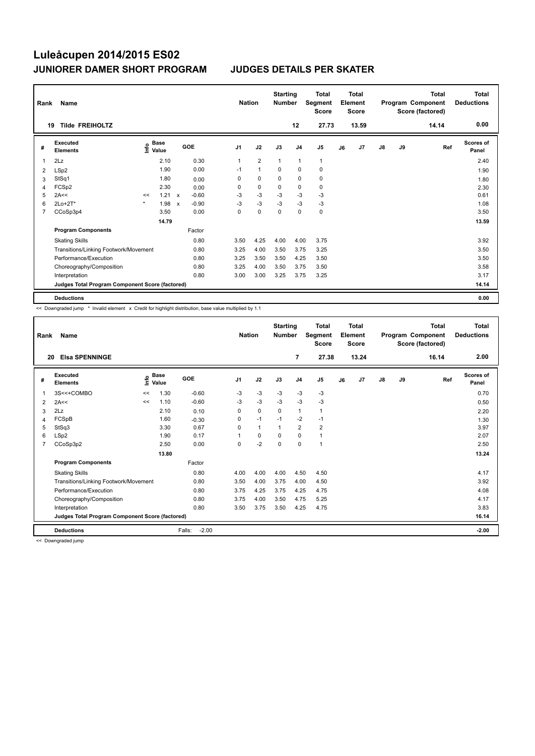# Luleåcupen 2014/2015 ES02

## JUNIORER DAMER SHORT PROGRAM — JUDGES DETAILS PER SKATER

| Rank | Name | Nation | Starting Number | Total Segment Score | Total Element Score | Total Program Component Score (factored) | Total Deductions |
|---|---|---|---|---|---|---|---|
| 19 | Tilde FREIHOLTZ | | 12 | 27.73 | 13.59 | 14.14 | 0.00 |

| # | Executed Elements | Info | Base Value | | GOE | J1 | J2 | J3 | J4 | J5 | J6 | J7 | J8 | J9 | Ref | Scores of Panel |
|---|---|---|---|---|---|---|---|---|---|---|---|---|---|---|---|---|
| 1 | 2Lz | | 2.10 | | 0.30 | 1 | 2 | 1 | 1 | 1 | | | | | | 2.40 |
| 2 | LSp2 | | 1.90 | | 0.00 | -1 | 1 | 0 | 0 | 0 | | | | | | 1.90 |
| 3 | StSq1 | | 1.80 | | 0.00 | 0 | 0 | 0 | 0 | 0 | | | | | | 1.80 |
| 4 | FCSp2 | | 2.30 | | 0.00 | 0 | 0 | 0 | 0 | 0 | | | | | | 2.30 |
| 5 | 2A<< | << | 1.21 | x | -0.60 | -3 | -3 | -3 | -3 | -3 | | | | | | 0.61 |
| 6 | 2Lo+2T* | * | 1.98 | x | -0.90 | -3 | -3 | -3 | -3 | -3 | | | | | | 1.08 |
| 7 | CCoSp3p4 | | 3.50 | | 0.00 | 0 | 0 | 0 | 0 | 0 | | | | | | 3.50 |
| | | | 14.79 | | | | | | | | | | | | | 13.59 |
| | **Program Components** | | | | Factor | | | | | | | | | | | |
| | Skating Skills | | | | 0.80 | 3.50 | 4.25 | 4.00 | 4.00 | 3.75 | | | | | | 3.92 |
| | Transitions/Linking Footwork/Movement | | | | 0.80 | 3.25 | 4.00 | 3.50 | 3.75 | 3.25 | | | | | | 3.50 |
| | Performance/Execution | | | | 0.80 | 3.25 | 3.50 | 3.50 | 4.25 | 3.50 | | | | | | 3.50 |
| | Choreography/Composition | | | | 0.80 | 3.25 | 4.00 | 3.50 | 3.75 | 3.50 | | | | | | 3.58 |
| | Interpretation | | | | 0.80 | 3.00 | 3.00 | 3.25 | 3.75 | 3.25 | | | | | | 3.17 |
| | Judges Total Program Component Score (factored) | | | | | | | | | | | | | | | 14.14 |
| | **Deductions** | | | | | | | | | | | | | | | 0.00 |

<< Downgraded jump * Invalid element x Credit for highlight distribution, base value multiplied by 1.1

| Rank | Name | Nation | Starting Number | Total Segment Score | Total Element Score | Total Program Component Score (factored) | Total Deductions |
|---|---|---|---|---|---|---|---|
| 20 | Elsa SPENNINGE | | 7 | 27.38 | 13.24 | 16.14 | 2.00 |

| # | Executed Elements | Info | Base Value | GOE | J1 | J2 | J3 | J4 | J5 | J6 | J7 | J8 | J9 | Ref | Scores of Panel |
|---|---|---|---|---|---|---|---|---|---|---|---|---|---|---|---|
| 1 | 3S<<+COMBO | << | 1.30 | -0.60 | -3 | -3 | -3 | -3 | -3 | | | | | | 0.70 |
| 2 | 2A<< | << | 1.10 | -0.60 | -3 | -3 | -3 | -3 | -3 | | | | | | 0.50 |
| 3 | 2Lz | | 2.10 | 0.10 | 0 | 0 | 0 | 1 | 1 | | | | | | 2.20 |
| 4 | FCSpB | | 1.60 | -0.30 | 0 | -1 | -1 | -2 | -1 | | | | | | 1.30 |
| 5 | StSq3 | | 3.30 | 0.67 | 0 | 1 | 1 | 2 | 2 | | | | | | 3.97 |
| 6 | LSp2 | | 1.90 | 0.17 | 1 | 0 | 0 | 0 | 1 | | | | | | 2.07 |
| 7 | CCoSp3p2 | | 2.50 | 0.00 | 0 | -2 | 0 | 0 | 1 | | | | | | 2.50 |
| | | | 13.80 | | | | | | | | | | | | 13.24 |
| | **Program Components** | | | Factor | | | | | | | | | | | |
| | Skating Skills | | | 0.80 | 4.00 | 4.00 | 4.00 | 4.50 | 4.50 | | | | | | 4.17 |
| | Transitions/Linking Footwork/Movement | | | 0.80 | 3.50 | 4.00 | 3.75 | 4.00 | 4.50 | | | | | | 3.92 |
| | Performance/Execution | | | 0.80 | 3.75 | 4.25 | 3.75 | 4.25 | 4.75 | | | | | | 4.08 |
| | Choreography/Composition | | | 0.80 | 3.75 | 4.00 | 3.50 | 4.75 | 5.25 | | | | | | 4.17 |
| | Interpretation | | | 0.80 | 3.50 | 3.75 | 3.50 | 4.25 | 4.75 | | | | | | 3.83 |
| | Judges Total Program Component Score (factored) | | | | | | | | | | | | | | 16.14 |
| | **Deductions** | | | Falls: -2.00 | | | | | | | | | | | -2.00 |

<< Downgraded jump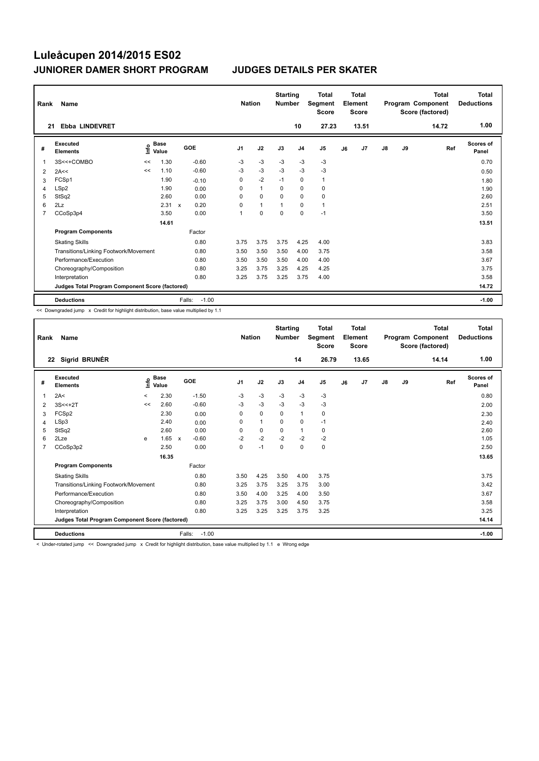# Luleåcupen 2014/2015 ES02

## JUNIORER DAMER SHORT PROGRAM — JUDGES DETAILS PER SKATER

| Rank | Name | Nation | Starting Number | Total Segment Score | Total Element Score | Total Program Component Score (factored) | Total Deductions |
|---|---|---|---|---|---|---|---|
| 21 | Ebba LINDEVRET | | 10 | 27.23 | 13.51 | 14.72 | 1.00 |

| # | Executed Elements | Info | Base Value | | GOE | J1 | J2 | J3 | J4 | J5 | J6 | J7 | J8 | J9 | Ref | Scores of Panel |
|---|---|---|---|---|---|---|---|---|---|---|---|---|---|---|---|---|
| 1 | 3S<<+COMBO | << | 1.30 | | -0.60 | -3 | -3 | -3 | -3 | -3 | | | | | | 0.70 |
| 2 | 2A<< | << | 1.10 | | -0.60 | -3 | -3 | -3 | -3 | -3 | | | | | | 0.50 |
| 3 | FCSp1 | | 1.90 | | -0.10 | 0 | -2 | -1 | 0 | 1 | | | | | | 1.80 |
| 4 | LSp2 | | 1.90 | | 0.00 | 0 | 1 | 0 | 0 | 0 | | | | | | 1.90 |
| 5 | StSq2 | | 2.60 | | 0.00 | 0 | 0 | 0 | 0 | 0 | | | | | | 2.60 |
| 6 | 2Lz | | 2.31 | x | 0.20 | 0 | 1 | 1 | 0 | 1 | | | | | | 2.51 |
| 7 | CCoSp3p4 | | 3.50 | | 0.00 | 1 | 0 | 0 | 0 | -1 | | | | | | 3.50 |
| | | | 14.61 | | | | | | | | | | | | | 13.51 |
| | **Program Components** | | | | Factor | | | | | | | | | | | |
| | Skating Skills | | | | 0.80 | 3.75 | 3.75 | 3.75 | 4.25 | 4.00 | | | | | | 3.83 |
| | Transitions/Linking Footwork/Movement | | | | 0.80 | 3.50 | 3.50 | 3.50 | 4.00 | 3.75 | | | | | | 3.58 |
| | Performance/Execution | | | | 0.80 | 3.50 | 3.50 | 3.50 | 4.00 | 4.00 | | | | | | 3.67 |
| | Choreography/Composition | | | | 0.80 | 3.25 | 3.75 | 3.25 | 4.25 | 4.25 | | | | | | 3.75 |
| | Interpretation | | | | 0.80 | 3.25 | 3.75 | 3.25 | 3.75 | 4.00 | | | | | | 3.58 |
| | Judges Total Program Component Score (factored) | | | | | | | | | | | | | | | 14.72 |
| | **Deductions** | | | Falls: | -1.00 | | | | | | | | | | | -1.00 |

<< Downgraded jump x Credit for highlight distribution, base value multiplied by 1.1

| Rank | Name | Nation | Starting Number | Total Segment Score | Total Element Score | Total Program Component Score (factored) | Total Deductions |
|---|---|---|---|---|---|---|---|
| 22 | Sigrid BRUNÉR | | 14 | 26.79 | 13.65 | 14.14 | 1.00 |

| # | Executed Elements | Info | Base Value | | GOE | J1 | J2 | J3 | J4 | J5 | J6 | J7 | J8 | J9 | Ref | Scores of Panel |
|---|---|---|---|---|---|---|---|---|---|---|---|---|---|---|---|---|
| 1 | 2A< | < | 2.30 | | -1.50 | -3 | -3 | -3 | -3 | -3 | | | | | | 0.80 |
| 2 | 3S<<+2T | << | 2.60 | | -0.60 | -3 | -3 | -3 | -3 | -3 | | | | | | 2.00 |
| 3 | FCSp2 | | 2.30 | | 0.00 | 0 | 0 | 0 | 1 | 0 | | | | | | 2.30 |
| 4 | LSp3 | | 2.40 | | 0.00 | 0 | 1 | 0 | 0 | -1 | | | | | | 2.40 |
| 5 | StSq2 | | 2.60 | | 0.00 | 0 | 0 | 0 | 1 | 0 | | | | | | 2.60 |
| 6 | 2Lze | e | 1.65 | x | -0.60 | -2 | -2 | -2 | -2 | -2 | | | | | | 1.05 |
| 7 | CCoSp3p2 | | 2.50 | | 0.00 | 0 | -1 | 0 | 0 | 0 | | | | | | 2.50 |
| | | | 16.35 | | | | | | | | | | | | | 13.65 |
| | **Program Components** | | | | Factor | | | | | | | | | | | |
| | Skating Skills | | | | 0.80 | 3.50 | 4.25 | 3.50 | 4.00 | 3.75 | | | | | | 3.75 |
| | Transitions/Linking Footwork/Movement | | | | 0.80 | 3.25 | 3.75 | 3.25 | 3.75 | 3.00 | | | | | | 3.42 |
| | Performance/Execution | | | | 0.80 | 3.50 | 4.00 | 3.25 | 4.00 | 3.50 | | | | | | 3.67 |
| | Choreography/Composition | | | | 0.80 | 3.25 | 3.75 | 3.00 | 4.50 | 3.75 | | | | | | 3.58 |
| | Interpretation | | | | 0.80 | 3.25 | 3.25 | 3.25 | 3.75 | 3.25 | | | | | | 3.25 |
| | Judges Total Program Component Score (factored) | | | | | | | | | | | | | | | 14.14 |
| | **Deductions** | | | Falls: | -1.00 | | | | | | | | | | | -1.00 |

< Under-rotated jump << Downgraded jump x Credit for highlight distribution, base value multiplied by 1.1 e Wrong edge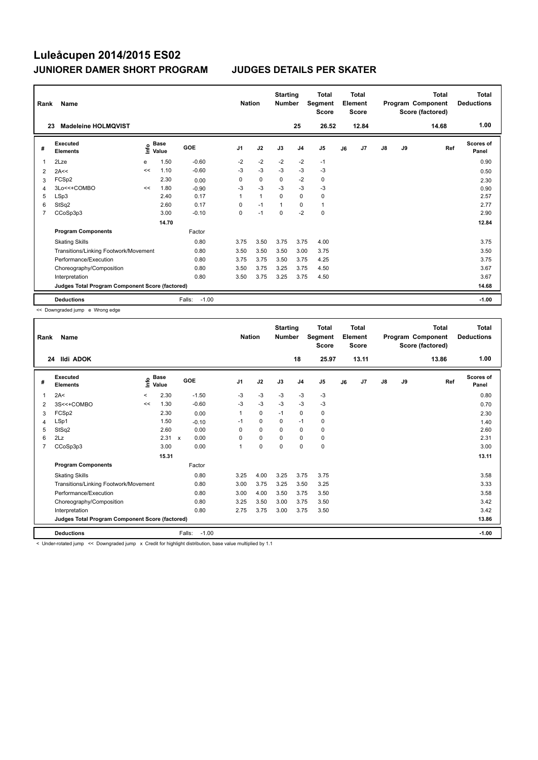# Luleåcupen 2014/2015 ES02

## JUNIORER DAMER SHORT PROGRAM — JUDGES DETAILS PER SKATER

| Rank | Name | Nation | Starting Number | Total Segment Score | Total Element Score | Total Program Component Score (factored) | Total Deductions |
|---|---|---|---|---|---|---|---|
| 23 | Madeleine HOLMQVIST | | 25 | 26.52 | 12.84 | 14.68 | 1.00 |

| # | Executed Elements | Info | Base Value | GOE | J1 | J2 | J3 | J4 | J5 | J6 | J7 | J8 | J9 | Ref | Scores of Panel |
|---|---|---|---|---|---|---|---|---|---|---|---|---|---|---|---|
| 1 | 2Lze | e | 1.50 | -0.60 | -2 | -2 | -2 | -2 | -1 | | | | | | 0.90 |
| 2 | 2A<< | << | 1.10 | -0.60 | -3 | -3 | -3 | -3 | -3 | | | | | | 0.50 |
| 3 | FCSp2 | | 2.30 | 0.00 | 0 | 0 | 0 | -2 | 0 | | | | | | 2.30 |
| 4 | 3Lo<<+COMBO | << | 1.80 | -0.90 | -3 | -3 | -3 | -3 | -3 | | | | | | 0.90 |
| 5 | LSp3 | | 2.40 | 0.17 | 1 | 1 | 0 | 0 | 0 | | | | | | 2.57 |
| 6 | StSq2 | | 2.60 | 0.17 | 0 | -1 | 1 | 0 | 1 | | | | | | 2.77 |
| 7 | CCoSp3p3 | | 3.00 | -0.10 | 0 | -1 | 0 | -2 | 0 | | | | | | 2.90 |
| | | | 14.70 | | | | | | | | | | | | 12.84 |
| | **Program Components** | | | Factor | | | | | | | | | | | |
| | Skating Skills | | | 0.80 | 3.75 | 3.50 | 3.75 | 3.75 | 4.00 | | | | | | 3.75 |
| | Transitions/Linking Footwork/Movement | | | 0.80 | 3.50 | 3.50 | 3.50 | 3.00 | 3.75 | | | | | | 3.50 |
| | Performance/Execution | | | 0.80 | 3.75 | 3.75 | 3.50 | 3.75 | 4.25 | | | | | | 3.75 |
| | Choreography/Composition | | | 0.80 | 3.50 | 3.75 | 3.25 | 3.75 | 4.50 | | | | | | 3.67 |
| | Interpretation | | | 0.80 | 3.50 | 3.75 | 3.25 | 3.75 | 4.50 | | | | | | 3.67 |
| | Judges Total Program Component Score (factored) | | | | | | | | | | | | | | 14.68 |
| | **Deductions** | | | Falls: -1.00 | | | | | | | | | | | -1.00 |

<< Downgraded jump e Wrong edge

| Rank | Name | Nation | Starting Number | Total Segment Score | Total Element Score | Total Program Component Score (factored) | Total Deductions |
|---|---|---|---|---|---|---|---|
| 24 | Ildi ADOK | | 18 | 25.97 | 13.11 | 13.86 | 1.00 |

| # | Executed Elements | Info | Base Value | GOE | J1 | J2 | J3 | J4 | J5 | J6 | J7 | J8 | J9 | Ref | Scores of Panel |
|---|---|---|---|---|---|---|---|---|---|---|---|---|---|---|---|
| 1 | 2A< | < | 2.30 | -1.50 | -3 | -3 | -3 | -3 | -3 | | | | | | 0.80 |
| 2 | 3S<<+COMBO | << | 1.30 | -0.60 | -3 | -3 | -3 | -3 | -3 | | | | | | 0.70 |
| 3 | FCSp2 | | 2.30 | 0.00 | 1 | 0 | -1 | 0 | 0 | | | | | | 2.30 |
| 4 | LSp1 | | 1.50 | -0.10 | -1 | 0 | 0 | -1 | 0 | | | | | | 1.40 |
| 5 | StSq2 | | 2.60 | 0.00 | 0 | 0 | 0 | 0 | 0 | | | | | | 2.60 |
| 6 | 2Lz | | 2.31 x | 0.00 | 0 | 0 | 0 | 0 | 0 | | | | | | 2.31 |
| 7 | CCoSp3p3 | | 3.00 | 0.00 | 1 | 0 | 0 | 0 | 0 | | | | | | 3.00 |
| | | | 15.31 | | | | | | | | | | | | 13.11 |
| | **Program Components** | | | Factor | | | | | | | | | | | |
| | Skating Skills | | | 0.80 | 3.25 | 4.00 | 3.25 | 3.75 | 3.75 | | | | | | 3.58 |
| | Transitions/Linking Footwork/Movement | | | 0.80 | 3.00 | 3.75 | 3.25 | 3.50 | 3.25 | | | | | | 3.33 |
| | Performance/Execution | | | 0.80 | 3.00 | 4.00 | 3.50 | 3.75 | 3.50 | | | | | | 3.58 |
| | Choreography/Composition | | | 0.80 | 3.25 | 3.50 | 3.00 | 3.75 | 3.50 | | | | | | 3.42 |
| | Interpretation | | | 0.80 | 2.75 | 3.75 | 3.00 | 3.75 | 3.50 | | | | | | 3.42 |
| | Judges Total Program Component Score (factored) | | | | | | | | | | | | | | 13.86 |
| | **Deductions** | | | Falls: -1.00 | | | | | | | | | | | -1.00 |

< Under-rotated jump << Downgraded jump x Credit for highlight distribution, base value multiplied by 1.1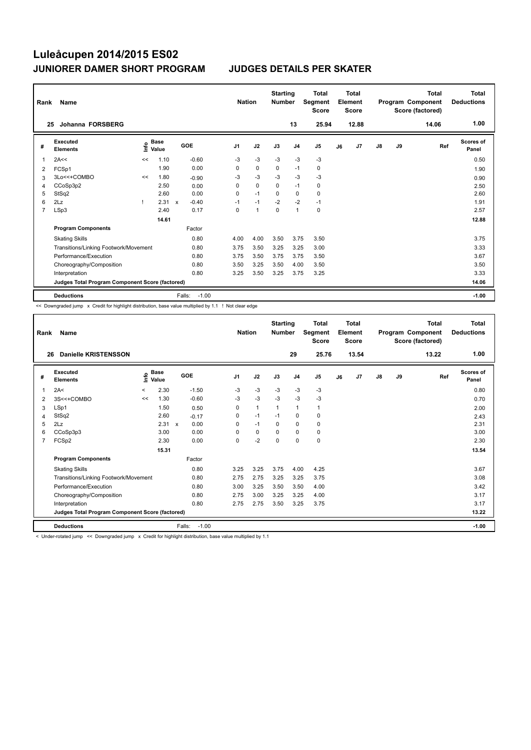# Luleåcupen 2014/2015 ES02

## JUNIORER DAMER SHORT PROGRAM — JUDGES DETAILS PER SKATER

| Rank | Name | Nation | Starting Number | Total Segment Score | Total Element Score | Total Program Component Score (factored) | Total Deductions |
|---|---|---|---|---|---|---|---|
| 25 | Johanna FORSBERG | | 13 | 25.94 | 12.88 | 14.06 | 1.00 |

| # | Executed Elements | Info | Base Value | | GOE | J1 | J2 | J3 | J4 | J5 | J6 | J7 | J8 | J9 | Ref | Scores of Panel |
|---|---|---|---|---|---|---|---|---|---|---|---|---|---|---|---|---|
| 1 | 2A<< | << | 1.10 | | -0.60 | -3 | -3 | -3 | -3 | -3 | | | | | | 0.50 |
| 2 | FCSp1 | | 1.90 | | 0.00 | 0 | 0 | 0 | -1 | 0 | | | | | | 1.90 |
| 3 | 3Lo<<+COMBO | << | 1.80 | | -0.90 | -3 | -3 | -3 | -3 | -3 | | | | | | 0.90 |
| 4 | CCoSp3p2 | | 2.50 | | 0.00 | 0 | 0 | 0 | -1 | 0 | | | | | | 2.50 |
| 5 | StSq2 | | 2.60 | | 0.00 | 0 | -1 | 0 | 0 | 0 | | | | | | 2.60 |
| 6 | 2Lz | ! | 2.31 | x | -0.40 | -1 | -1 | -2 | -2 | -1 | | | | | | 1.91 |
| 7 | LSp3 | | 2.40 | | 0.17 | 0 | 1 | 0 | 1 | 0 | | | | | | 2.57 |
| | | | 14.61 | | | | | | | | | | | | | 12.88 |

| Program Components | Factor | J1 | J2 | J3 | J4 | J5 | J6 | J7 | J8 | J9 | Scores of Panel |
|---|---|---|---|---|---|---|---|---|---|---|---|
| Skating Skills | 0.80 | 4.00 | 4.00 | 3.50 | 3.75 | 3.50 | | | | | 3.75 |
| Transitions/Linking Footwork/Movement | 0.80 | 3.75 | 3.50 | 3.25 | 3.25 | 3.00 | | | | | 3.33 |
| Performance/Execution | 0.80 | 3.75 | 3.50 | 3.75 | 3.75 | 3.50 | | | | | 3.67 |
| Choreography/Composition | 0.80 | 3.50 | 3.25 | 3.50 | 4.00 | 3.50 | | | | | 3.50 |
| Interpretation | 0.80 | 3.25 | 3.50 | 3.25 | 3.75 | 3.25 | | | | | 3.33 |
| Judges Total Program Component Score (factored) | | | | | | | | | | | 14.06 |

**Deductions** Falls: -1.00 — **-1.00**

<< Downgraded jump x Credit for highlight distribution, base value multiplied by 1.1 ! Not clear edge

| Rank | Name | Nation | Starting Number | Total Segment Score | Total Element Score | Total Program Component Score (factored) | Total Deductions |
|---|---|---|---|---|---|---|---|
| 26 | Danielle KRISTENSSON | | 29 | 25.76 | 13.54 | 13.22 | 1.00 |

| # | Executed Elements | Info | Base Value | | GOE | J1 | J2 | J3 | J4 | J5 | J6 | J7 | J8 | J9 | Ref | Scores of Panel |
|---|---|---|---|---|---|---|---|---|---|---|---|---|---|---|---|---|
| 1 | 2A< | < | 2.30 | | -1.50 | -3 | -3 | -3 | -3 | -3 | | | | | | 0.80 |
| 2 | 3S<<+COMBO | << | 1.30 | | -0.60 | -3 | -3 | -3 | -3 | -3 | | | | | | 0.70 |
| 3 | LSp1 | | 1.50 | | 0.50 | 0 | 1 | 1 | 1 | 1 | | | | | | 2.00 |
| 4 | StSq2 | | 2.60 | | -0.17 | 0 | -1 | -1 | 0 | 0 | | | | | | 2.43 |
| 5 | 2Lz | | 2.31 | x | 0.00 | 0 | -1 | 0 | 0 | 0 | | | | | | 2.31 |
| 6 | CCoSp3p3 | | 3.00 | | 0.00 | 0 | 0 | 0 | 0 | 0 | | | | | | 3.00 |
| 7 | FCSp2 | | 2.30 | | 0.00 | 0 | -2 | 0 | 0 | 0 | | | | | | 2.30 |
| | | | 15.31 | | | | | | | | | | | | | 13.54 |

| Program Components | Factor | J1 | J2 | J3 | J4 | J5 | J6 | J7 | J8 | J9 | Scores of Panel |
|---|---|---|---|---|---|---|---|---|---|---|---|
| Skating Skills | 0.80 | 3.25 | 3.25 | 3.75 | 4.00 | 4.25 | | | | | 3.67 |
| Transitions/Linking Footwork/Movement | 0.80 | 2.75 | 2.75 | 3.25 | 3.25 | 3.75 | | | | | 3.08 |
| Performance/Execution | 0.80 | 3.00 | 3.25 | 3.50 | 3.50 | 4.00 | | | | | 3.42 |
| Choreography/Composition | 0.80 | 2.75 | 3.00 | 3.25 | 3.25 | 4.00 | | | | | 3.17 |
| Interpretation | 0.80 | 2.75 | 2.75 | 3.50 | 3.25 | 3.75 | | | | | 3.17 |
| Judges Total Program Component Score (factored) | | | | | | | | | | | 13.22 |

**Deductions** Falls: -1.00 — **-1.00**

< Under-rotated jump << Downgraded jump x Credit for highlight distribution, base value multiplied by 1.1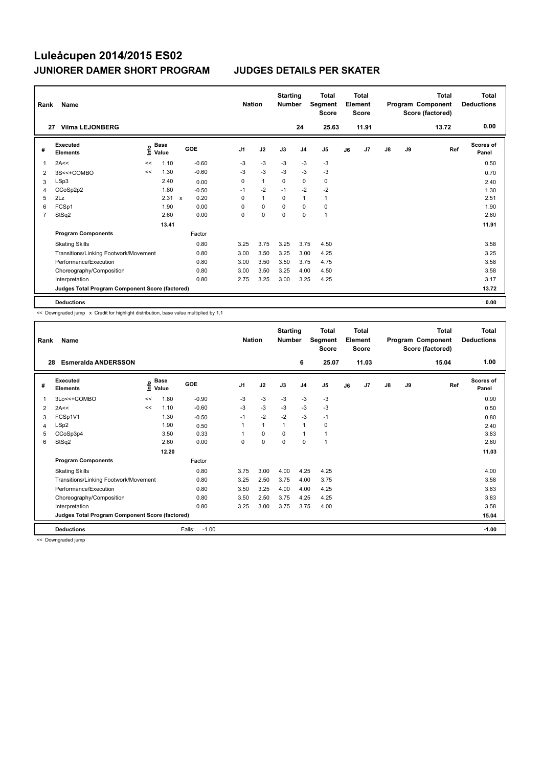# Luleåcupen 2014/2015 ES02

## JUNIORER DAMER SHORT PROGRAM — JUDGES DETAILS PER SKATER

| Rank | Name | Nation | Starting Number | Total Segment Score | Total Element Score | Total Program Component Score (factored) | Total Deductions |
|---|---|---|---|---|---|---|---|
| 27 | Vilma LEJONBERG | | 24 | 25.63 | 11.91 | 13.72 | 0.00 |

| # | Executed Elements | Info | Base Value | | GOE | J1 | J2 | J3 | J4 | J5 | J6 | J7 | J8 | J9 | Ref | Scores of Panel |
|---|---|---|---|---|---|---|---|---|---|---|---|---|---|---|---|---|
| 1 | 2A<< | << | 1.10 | | -0.60 | -3 | -3 | -3 | -3 | -3 | | | | | | 0.50 |
| 2 | 3S<<+COMBO | << | 1.30 | | -0.60 | -3 | -3 | -3 | -3 | -3 | | | | | | 0.70 |
| 3 | LSp3 | | 2.40 | | 0.00 | 0 | 1 | 0 | 0 | 0 | | | | | | 2.40 |
| 4 | CCoSp2p2 | | 1.80 | | -0.50 | -1 | -2 | -1 | -2 | -2 | | | | | | 1.30 |
| 5 | 2Lz | | 2.31 | x | 0.20 | 0 | 1 | 0 | 1 | 1 | | | | | | 2.51 |
| 6 | FCSp1 | | 1.90 | | 0.00 | 0 | 0 | 0 | 0 | 0 | | | | | | 1.90 |
| 7 | StSq2 | | 2.60 | | 0.00 | 0 | 0 | 0 | 0 | 1 | | | | | | 2.60 |
| | | | 13.41 | | | | | | | | | | | | | 11.91 |
| | **Program Components** | | | | Factor | | | | | | | | | | | |
| | Skating Skills | | | | 0.80 | 3.25 | 3.75 | 3.25 | 3.75 | 4.50 | | | | | | 3.58 |
| | Transitions/Linking Footwork/Movement | | | | 0.80 | 3.00 | 3.50 | 3.25 | 3.00 | 4.25 | | | | | | 3.25 |
| | Performance/Execution | | | | 0.80 | 3.00 | 3.50 | 3.50 | 3.75 | 4.75 | | | | | | 3.58 |
| | Choreography/Composition | | | | 0.80 | 3.00 | 3.50 | 3.25 | 4.00 | 4.50 | | | | | | 3.58 |
| | Interpretation | | | | 0.80 | 2.75 | 3.25 | 3.00 | 3.25 | 4.25 | | | | | | 3.17 |
| | **Judges Total Program Component Score (factored)** | | | | | | | | | | | | | | | 13.72 |
| | **Deductions** | | | | | | | | | | | | | | | 0.00 |

<< Downgraded jump x Credit for highlight distribution, base value multiplied by 1.1

| Rank | Name | Nation | Starting Number | Total Segment Score | Total Element Score | Total Program Component Score (factored) | Total Deductions |
|---|---|---|---|---|---|---|---|
| 28 | Esmeralda ANDERSSON | | 6 | 25.07 | 11.03 | 15.04 | 1.00 |

| # | Executed Elements | Info | Base Value | GOE | J1 | J2 | J3 | J4 | J5 | J6 | J7 | J8 | J9 | Ref | Scores of Panel |
|---|---|---|---|---|---|---|---|---|---|---|---|---|---|---|---|
| 1 | 3Lo<<+COMBO | << | 1.80 | -0.90 | -3 | -3 | -3 | -3 | -3 | | | | | | 0.90 |
| 2 | 2A<< | << | 1.10 | -0.60 | -3 | -3 | -3 | -3 | -3 | | | | | | 0.50 |
| 3 | FCSp1V1 | | 1.30 | -0.50 | -1 | -2 | -2 | -3 | -1 | | | | | | 0.80 |
| 4 | LSp2 | | 1.90 | 0.50 | 1 | 1 | 1 | 1 | 0 | | | | | | 2.40 |
| 5 | CCoSp3p4 | | 3.50 | 0.33 | 1 | 0 | 0 | 1 | 1 | | | | | | 3.83 |
| 6 | StSq2 | | 2.60 | 0.00 | 0 | 0 | 0 | 0 | 1 | | | | | | 2.60 |
| | | | 12.20 | | | | | | | | | | | | 11.03 |
| | **Program Components** | | | Factor | | | | | | | | | | | |
| | Skating Skills | | | 0.80 | 3.75 | 3.00 | 4.00 | 4.25 | 4.25 | | | | | | 4.00 |
| | Transitions/Linking Footwork/Movement | | | 0.80 | 3.25 | 2.50 | 3.75 | 4.00 | 3.75 | | | | | | 3.58 |
| | Performance/Execution | | | 0.80 | 3.50 | 3.25 | 4.00 | 4.00 | 4.25 | | | | | | 3.83 |
| | Choreography/Composition | | | 0.80 | 3.50 | 2.50 | 3.75 | 4.25 | 4.25 | | | | | | 3.83 |
| | Interpretation | | | 0.80 | 3.25 | 3.00 | 3.75 | 3.75 | 4.00 | | | | | | 3.58 |
| | **Judges Total Program Component Score (factored)** | | | | | | | | | | | | | | 15.04 |
| | **Deductions** | | Falls: | -1.00 | | | | | | | | | | | -1.00 |

<< Downgraded jump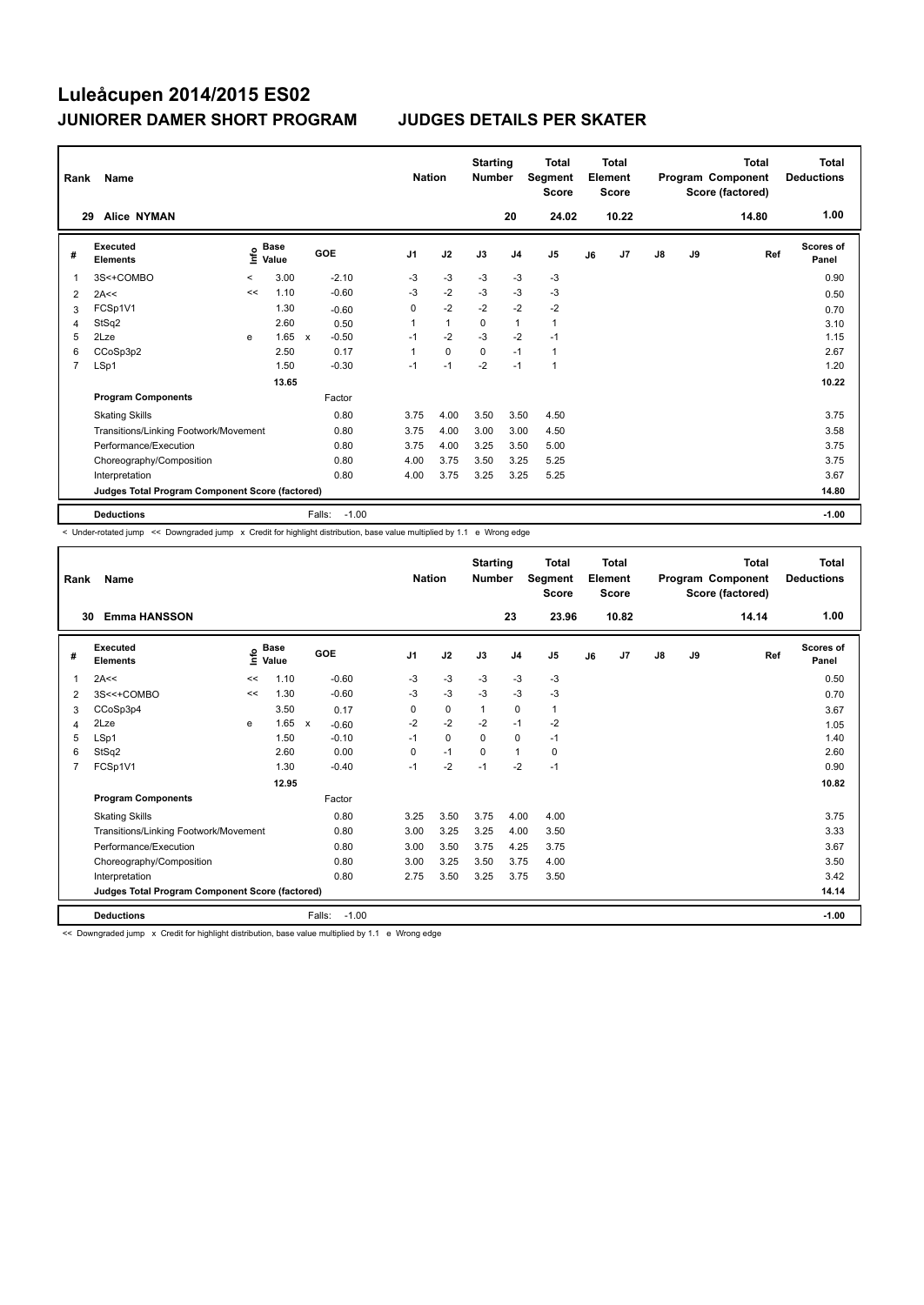# Luleåcupen 2014/2015 ES02

## JUNIORER DAMER SHORT PROGRAM — JUDGES DETAILS PER SKATER

| Rank | Name | Nation | Starting Number | Total Segment Score | Total Element Score | Total Program Component Score (factored) | Total Deductions |
|---|---|---|---|---|---|---|---|
| 29 | Alice NYMAN | | 20 | 24.02 | 10.22 | 14.80 | 1.00 |

| # | Executed Elements | Info | Base Value | | GOE | J1 | J2 | J3 | J4 | J5 | J6 | J7 | J8 | J9 | Ref | Scores of Panel |
|---|---|---|---|---|---|---|---|---|---|---|---|---|---|---|---|---|
| 1 | 3S<+COMBO | < | 3.00 | | -2.10 | -3 | -3 | -3 | -3 | -3 | | | | | | 0.90 |
| 2 | 2A<< | << | 1.10 | | -0.60 | -3 | -2 | -3 | -3 | -3 | | | | | | 0.50 |
| 3 | FCSp1V1 | | 1.30 | | -0.60 | 0 | -2 | -2 | -2 | -2 | | | | | | 0.70 |
| 4 | StSq2 | | 2.60 | | 0.50 | 1 | 1 | 0 | 1 | 1 | | | | | | 3.10 |
| 5 | 2Lze | e | 1.65 | x | -0.50 | -1 | -2 | -3 | -2 | -1 | | | | | | 1.15 |
| 6 | CCoSp3p2 | | 2.50 | | 0.17 | 1 | 0 | 0 | -1 | 1 | | | | | | 2.67 |
| 7 | LSp1 | | 1.50 | | -0.30 | -1 | -1 | -2 | -1 | 1 | | | | | | 1.20 |
| | | | 13.65 | | | | | | | | | | | | | 10.22 |
| | **Program Components** | | | | Factor | | | | | | | | | | | |
| | Skating Skills | | | | 0.80 | 3.75 | 4.00 | 3.50 | 3.50 | 4.50 | | | | | | 3.75 |
| | Transitions/Linking Footwork/Movement | | | | 0.80 | 3.75 | 4.00 | 3.00 | 3.00 | 4.50 | | | | | | 3.58 |
| | Performance/Execution | | | | 0.80 | 3.75 | 4.00 | 3.25 | 3.50 | 5.00 | | | | | | 3.75 |
| | Choreography/Composition | | | | 0.80 | 4.00 | 3.75 | 3.50 | 3.25 | 5.25 | | | | | | 3.75 |
| | Interpretation | | | | 0.80 | 4.00 | 3.75 | 3.25 | 3.25 | 5.25 | | | | | | 3.67 |
| | **Judges Total Program Component Score (factored)** | | | | | | | | | | | | | | | 14.80 |
| | **Deductions** | | | | Falls: -1.00 | | | | | | | | | | | -1.00 |

< Under-rotated jump << Downgraded jump x Credit for highlight distribution, base value multiplied by 1.1 e Wrong edge

| Rank | Name | Nation | Starting Number | Total Segment Score | Total Element Score | Total Program Component Score (factored) | Total Deductions |
|---|---|---|---|---|---|---|---|
| 30 | Emma HANSSON | | 23 | 23.96 | 10.82 | 14.14 | 1.00 |

| # | Executed Elements | Info | Base Value | | GOE | J1 | J2 | J3 | J4 | J5 | J6 | J7 | J8 | J9 | Ref | Scores of Panel |
|---|---|---|---|---|---|---|---|---|---|---|---|---|---|---|---|---|
| 1 | 2A<< | << | 1.10 | | -0.60 | -3 | -3 | -3 | -3 | -3 | | | | | | 0.50 |
| 2 | 3S<<+COMBO | << | 1.30 | | -0.60 | -3 | -3 | -3 | -3 | -3 | | | | | | 0.70 |
| 3 | CCoSp3p4 | | 3.50 | | 0.17 | 0 | 0 | 1 | 0 | 1 | | | | | | 3.67 |
| 4 | 2Lze | e | 1.65 | x | -0.60 | -2 | -2 | -2 | -1 | -2 | | | | | | 1.05 |
| 5 | LSp1 | | 1.50 | | -0.10 | -1 | 0 | 0 | 0 | -1 | | | | | | 1.40 |
| 6 | StSq2 | | 2.60 | | 0.00 | 0 | -1 | 0 | 1 | 0 | | | | | | 2.60 |
| 7 | FCSp1V1 | | 1.30 | | -0.40 | -1 | -2 | -1 | -2 | -1 | | | | | | 0.90 |
| | | | 12.95 | | | | | | | | | | | | | 10.82 |
| | **Program Components** | | | | Factor | | | | | | | | | | | |
| | Skating Skills | | | | 0.80 | 3.25 | 3.50 | 3.75 | 4.00 | 4.00 | | | | | | 3.75 |
| | Transitions/Linking Footwork/Movement | | | | 0.80 | 3.00 | 3.25 | 3.25 | 4.00 | 3.50 | | | | | | 3.33 |
| | Performance/Execution | | | | 0.80 | 3.00 | 3.50 | 3.75 | 4.25 | 3.75 | | | | | | 3.67 |
| | Choreography/Composition | | | | 0.80 | 3.00 | 3.25 | 3.50 | 3.75 | 4.00 | | | | | | 3.50 |
| | Interpretation | | | | 0.80 | 2.75 | 3.50 | 3.25 | 3.75 | 3.50 | | | | | | 3.42 |
| | **Judges Total Program Component Score (factored)** | | | | | | | | | | | | | | | 14.14 |
| | **Deductions** | | | | Falls: -1.00 | | | | | | | | | | | -1.00 |

<< Downgraded jump x Credit for highlight distribution, base value multiplied by 1.1 e Wrong edge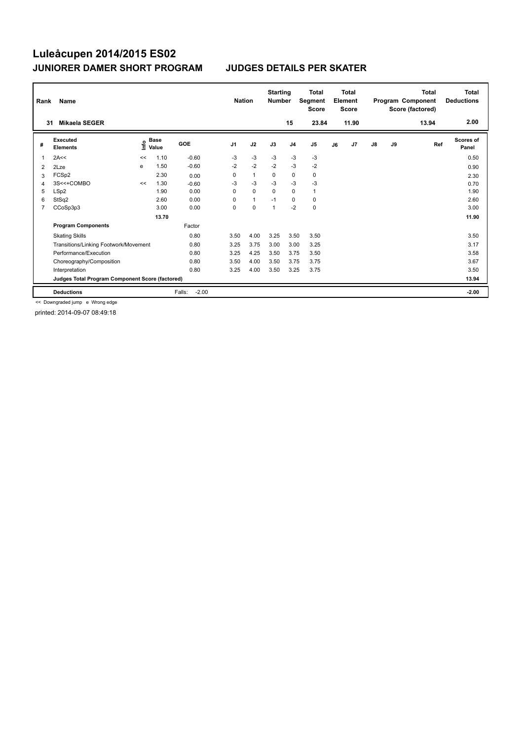# Luleåcupen 2014/2015 ES02

## JUNIORER DAMER SHORT PROGRAM JUDGES DETAILS PER SKATER

| Rank | Name | Nation | Starting Number | Total Segment Score | Total Element Score | Total Program Component Score (factored) | Total Deductions |
|---|---|---|---|---|---|---|---|
| 31 | Mikaela SEGER | | 15 | 23.84 | 11.90 | 13.94 | 2.00 |

| # | Executed Elements | Info | Base Value | GOE | J1 | J2 | J3 | J4 | J5 | J6 | J7 | J8 | J9 | Ref | Scores of Panel |
|---|---|---|---|---|---|---|---|---|---|---|---|---|---|---|---|
| 1 | 2A<< | << | 1.10 | -0.60 | -3 | -3 | -3 | -3 | -3 | | | | | | 0.50 |
| 2 | 2Lze | e | 1.50 | -0.60 | -2 | -2 | -2 | -3 | -2 | | | | | | 0.90 |
| 3 | FCSp2 | | 2.30 | 0.00 | 0 | 1 | 0 | 0 | 0 | | | | | | 2.30 |
| 4 | 3S<<+COMBO | << | 1.30 | -0.60 | -3 | -3 | -3 | -3 | -3 | | | | | | 0.70 |
| 5 | LSp2 | | 1.90 | 0.00 | 0 | 0 | 0 | 0 | 1 | | | | | | 1.90 |
| 6 | StSq2 | | 2.60 | 0.00 | 0 | 1 | -1 | 0 | 0 | | | | | | 2.60 |
| 7 | CCoSp3p3 | | 3.00 | 0.00 | 0 | 0 | 1 | -2 | 0 | | | | | | 3.00 |
| | | | 13.70 | | | | | | | | | | | | 11.90 |
| | **Program Components** | | | Factor | | | | | | | | | | | |
| | Skating Skills | | | 0.80 | 3.50 | 4.00 | 3.25 | 3.50 | 3.50 | | | | | | 3.50 |
| | Transitions/Linking Footwork/Movement | | | 0.80 | 3.25 | 3.75 | 3.00 | 3.00 | 3.25 | | | | | | 3.17 |
| | Performance/Execution | | | 0.80 | 3.25 | 4.25 | 3.50 | 3.75 | 3.50 | | | | | | 3.58 |
| | Choreography/Composition | | | 0.80 | 3.50 | 4.00 | 3.50 | 3.75 | 3.75 | | | | | | 3.67 |
| | Interpretation | | | 0.80 | 3.25 | 4.00 | 3.50 | 3.25 | 3.75 | | | | | | 3.50 |
| | **Judges Total Program Component Score (factored)** | | | | | | | | | | | | | | 13.94 |
| | **Deductions** | | | Falls: -2.00 | | | | | | | | | | | -2.00 |

<< Downgraded jump e Wrong edge

printed: 2014-09-07 08:49:18